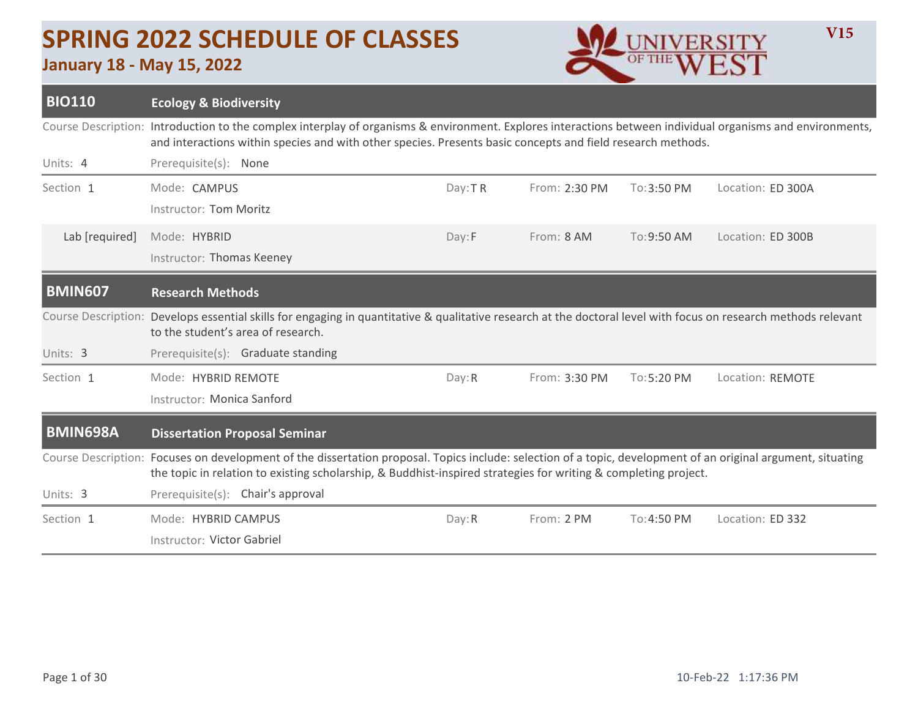# SPRING 2022 SCHEDULE OF CLASSES

**January 18 - May 15, 2022**

UNIVERSITY OF THE WEST

**V15**

## BIO110 — Ecology & Biodiversity

**Course Description:** Introduction to the complex interplay of organisms & environment. Explores interactions between individual organisms and environments, and interactions within species and with other species. Presents basic concepts and field research methods.

**Units:** 4

**Prerequisite(s):** None

| Section | Mode | Instructor | Day | From | To | Location |
|---|---|---|---|---|---|---|
| Section 1 | CAMPUS | Tom Moritz | T R | 2:30 PM | 3:50 PM | ED 300A |
| Lab [required] | HYBRID | Thomas Keeney | F | 8 AM | 9:50 AM | ED 300B |

## BMIN607 — Research Methods

**Course Description:** Develops essential skills for engaging in quantitative & qualitative research at the doctoral level with focus on research methods relevant to the student's area of research.

**Units:** 3

**Prerequisite(s):** Graduate standing

| Section | Mode | Instructor | Day | From | To | Location |
|---|---|---|---|---|---|---|
| Section 1 | HYBRID REMOTE | Monica Sanford | R | 3:30 PM | 5:20 PM | REMOTE |

## BMIN698A — Dissertation Proposal Seminar

**Course Description:** Focuses on development of the dissertation proposal. Topics include: selection of a topic, development of an original argument, situating the topic in relation to existing scholarship, & Buddhist-inspired strategies for writing & completing project.

**Units:** 3

**Prerequisite(s):** Chair's approval

| Section | Mode | Instructor | Day | From | To | Location |
|---|---|---|---|---|---|---|
| Section 1 | HYBRID CAMPUS | Victor Gabriel | R | 2 PM | 4:50 PM | ED 332 |

10-Feb-22 1:17:36 PM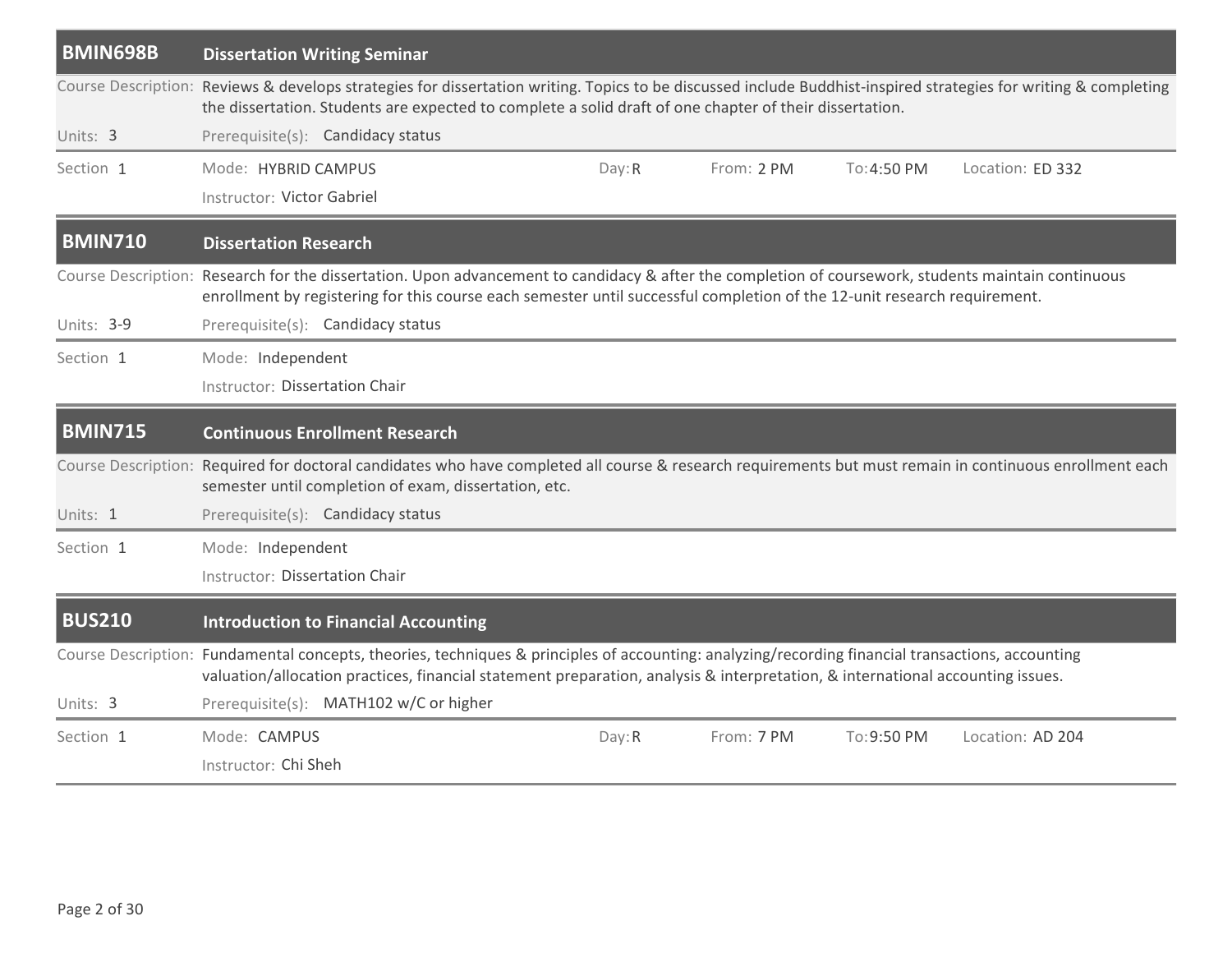## BMIN698B Dissertation Writing Seminar

**Course Description:** Reviews & develops strategies for dissertation writing. Topics to be discussed include Buddhist-inspired strategies for writing & completing the dissertation. Students are expected to complete a solid draft of one chapter of their dissertation.

**Units:** 3

**Prerequisite(s):** Candidacy status

| Section | Mode | Day | From | To | Location |
|---|---|---|---|---|---|
| 1 | HYBRID CAMPUS | R | 2 PM | 4:50 PM | ED 332 |

**Instructor:** Victor Gabriel

## BMIN710 Dissertation Research

**Course Description:** Research for the dissertation. Upon advancement to candidacy & after the completion of coursework, students maintain continuous enrollment by registering for this course each semester until successful completion of the 12-unit research requirement.

**Units:** 3-9

**Prerequisite(s):** Candidacy status

| Section | Mode |
|---|---|
| 1 | Independent |

**Instructor:** Dissertation Chair

## BMIN715 Continuous Enrollment Research

**Course Description:** Required for doctoral candidates who have completed all course & research requirements but must remain in continuous enrollment each semester until completion of exam, dissertation, etc.

**Units:** 1

**Prerequisite(s):** Candidacy status

| Section | Mode |
|---|---|
| 1 | Independent |

**Instructor:** Dissertation Chair

## BUS210 Introduction to Financial Accounting

**Course Description:** Fundamental concepts, theories, techniques & principles of accounting: analyzing/recording financial transactions, accounting valuation/allocation practices, financial statement preparation, analysis & interpretation, & international accounting issues.

**Units:** 3

**Prerequisite(s):** MATH102 w/C or higher

| Section | Mode | Day | From | To | Location |
|---|---|---|---|---|---|
| 1 | CAMPUS | R | 7 PM | 9:50 PM | AD 204 |

**Instructor:** Chi Sheh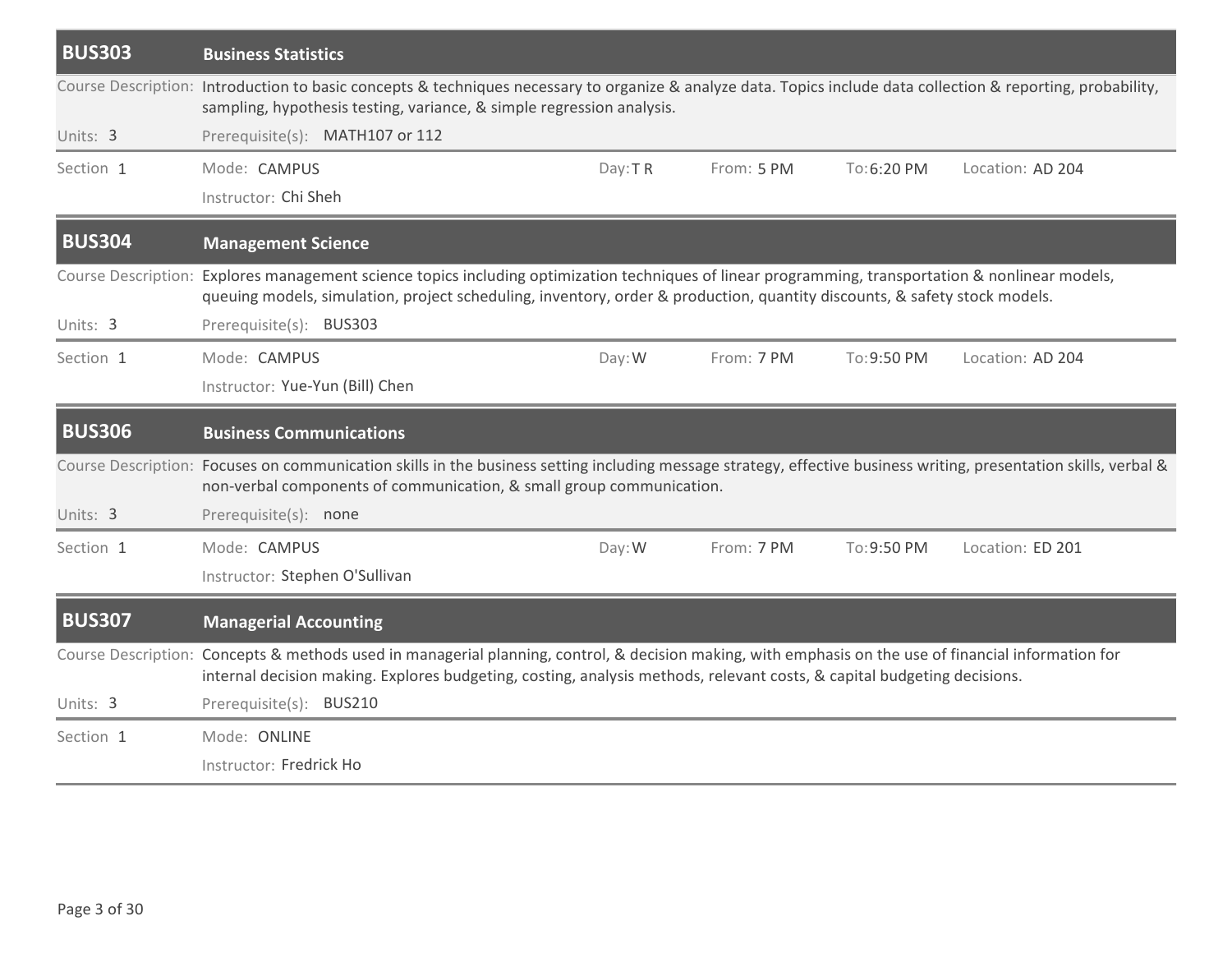## BUS303 Business Statistics

Course Description: Introduction to basic concepts & techniques necessary to organize & analyze data. Topics include data collection & reporting, probability, sampling, hypothesis testing, variance, & simple regression analysis.

Units: 3 | Prerequisite(s): MATH107 or 112

| Section | Mode | Day | From | To | Location |
|---|---|---|---|---|---|
| 1 | CAMPUS | T R | 5 PM | 6:20 PM | AD 204 |

Instructor: Chi Sheh

## BUS304 Management Science

Course Description: Explores management science topics including optimization techniques of linear programming, transportation & nonlinear models, queuing models, simulation, project scheduling, inventory, order & production, quantity discounts, & safety stock models.

Units: 3 | Prerequisite(s): BUS303

| Section | Mode | Day | From | To | Location |
|---|---|---|---|---|---|
| 1 | CAMPUS | W | 7 PM | 9:50 PM | AD 204 |

Instructor: Yue-Yun (Bill) Chen

## BUS306 Business Communications

Course Description: Focuses on communication skills in the business setting including message strategy, effective business writing, presentation skills, verbal & non-verbal components of communication, & small group communication.

Units: 3 | Prerequisite(s): none

| Section | Mode | Day | From | To | Location |
|---|---|---|---|---|---|
| 1 | CAMPUS | W | 7 PM | 9:50 PM | ED 201 |

Instructor: Stephen O'Sullivan

## BUS307 Managerial Accounting

Course Description: Concepts & methods used in managerial planning, control, & decision making, with emphasis on the use of financial information for internal decision making. Explores budgeting, costing, analysis methods, relevant costs, & capital budgeting decisions.

Units: 3 | Prerequisite(s): BUS210

| Section | Mode |
|---|---|
| 1 | ONLINE |

Instructor: Fredrick Ho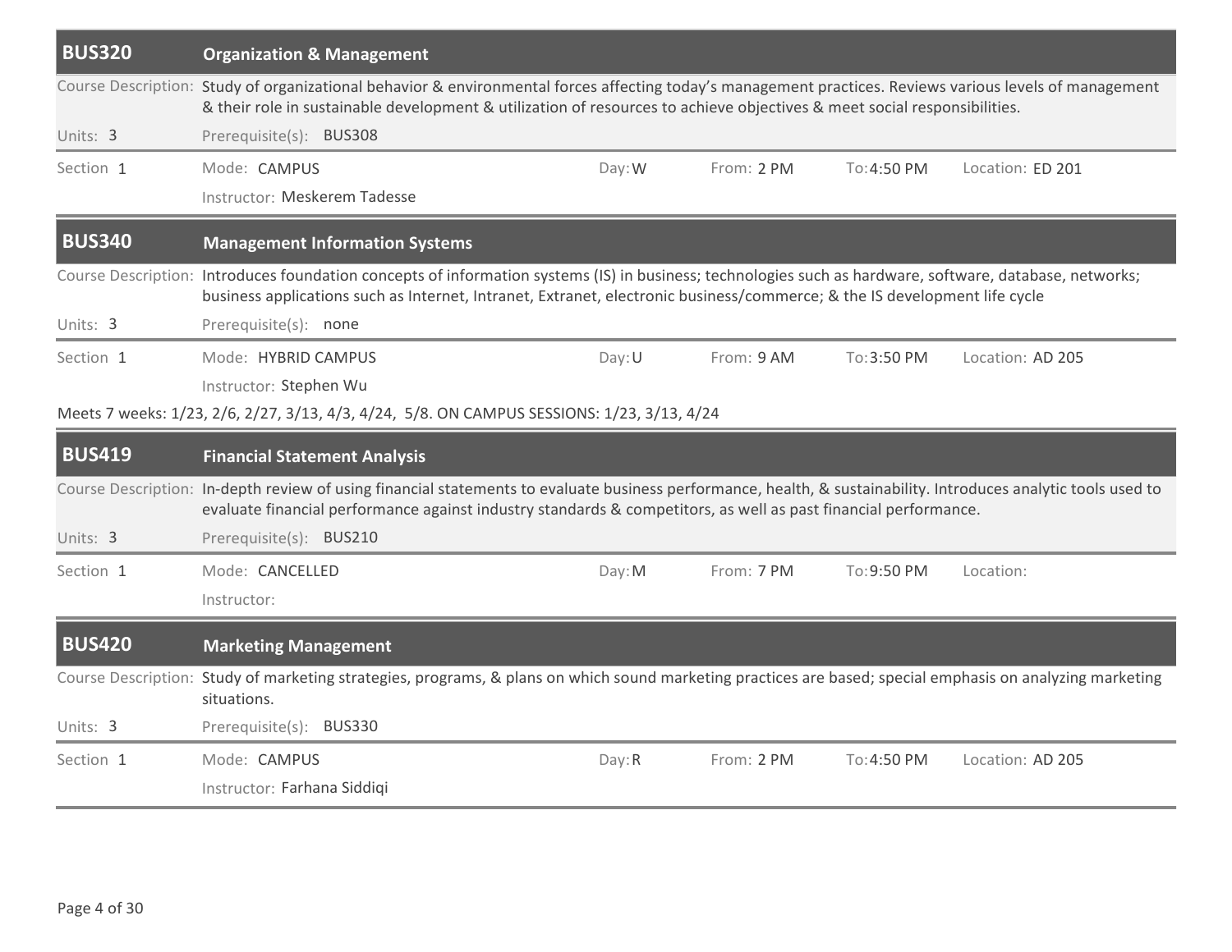## BUS320 Organization & Management

Course Description: Study of organizational behavior & environmental forces affecting today's management practices. Reviews various levels of management & their role in sustainable development & utilization of resources to achieve objectives & meet social responsibilities.

Units: 3 Prerequisite(s): BUS308

| Section | Mode | Day | From | To | Location |
|---|---|---|---|---|---|
| 1 | CAMPUS | W | 2 PM | 4:50 PM | ED 201 |

Instructor: Meskerem Tadesse

## BUS340 Management Information Systems

Course Description: Introduces foundation concepts of information systems (IS) in business; technologies such as hardware, software, database, networks; business applications such as Internet, Intranet, Extranet, electronic business/commerce; & the IS development life cycle

Units: 3 Prerequisite(s): none

| Section | Mode | Day | From | To | Location |
|---|---|---|---|---|---|
| 1 | HYBRID CAMPUS | U | 9 AM | 3:50 PM | AD 205 |

Instructor: Stephen Wu

Meets 7 weeks: 1/23, 2/6, 2/27, 3/13, 4/3, 4/24, 5/8. ON CAMPUS SESSIONS: 1/23, 3/13, 4/24

## BUS419 Financial Statement Analysis

Course Description: In-depth review of using financial statements to evaluate business performance, health, & sustainability. Introduces analytic tools used to evaluate financial performance against industry standards & competitors, as well as past financial performance.

Units: 3 Prerequisite(s): BUS210

| Section | Mode | Day | From | To | Location |
|---|---|---|---|---|---|
| 1 | CANCELLED | M | 7 PM | 9:50 PM | |

Instructor:

## BUS420 Marketing Management

Course Description: Study of marketing strategies, programs, & plans on which sound marketing practices are based; special emphasis on analyzing marketing situations.

Units: 3 Prerequisite(s): BUS330

| Section | Mode | Day | From | To | Location |
|---|---|---|---|---|---|
| 1 | CAMPUS | R | 2 PM | 4:50 PM | AD 205 |

Instructor: Farhana Siddiqi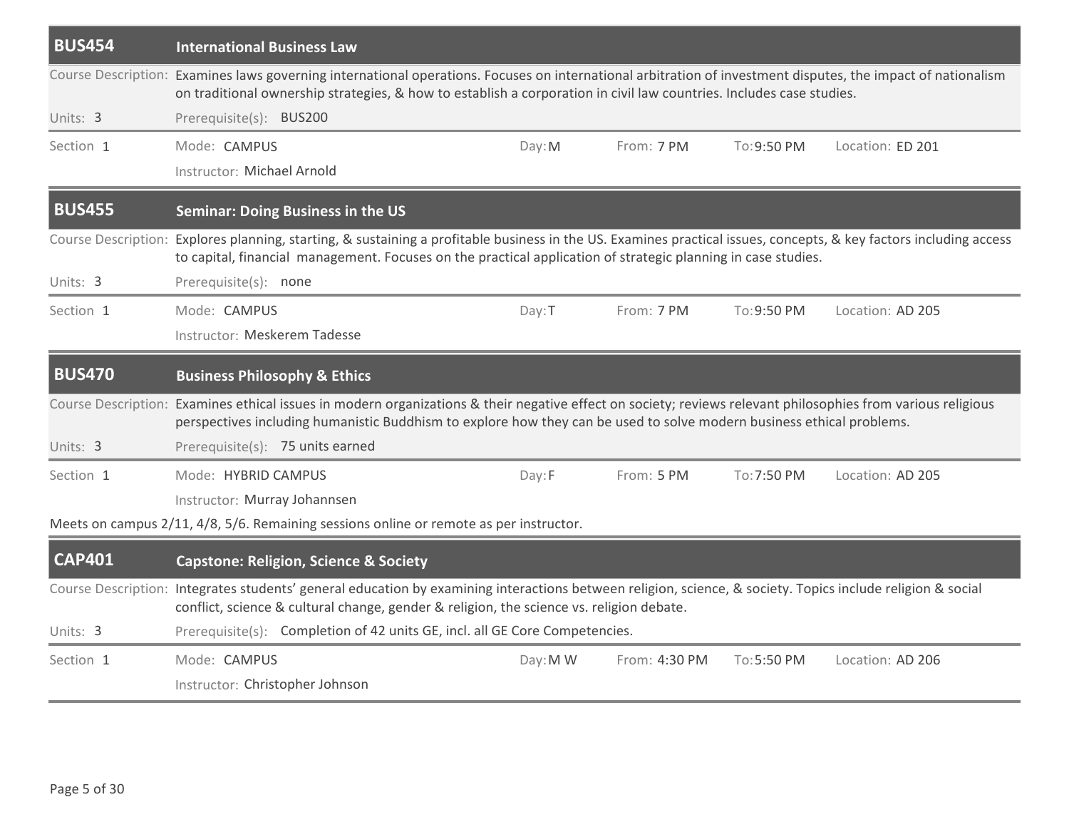## BUS454 International Business Law

Course Description: Examines laws governing international operations. Focuses on international arbitration of investment disputes, the impact of nationalism on traditional ownership strategies, & how to establish a corporation in civil law countries. Includes case studies.

Units: 3 | Prerequisite(s): BUS200

| Section | Mode | Day | From | To | Location |
|---|---|---|---|---|---|
| 1 | CAMPUS | M | 7 PM | 9:50 PM | ED 201 |

Instructor: Michael Arnold

## BUS455 Seminar: Doing Business in the US

Course Description: Explores planning, starting, & sustaining a profitable business in the US. Examines practical issues, concepts, & key factors including access to capital, financial management. Focuses on the practical application of strategic planning in case studies.

Units: 3 | Prerequisite(s): none

| Section | Mode | Day | From | To | Location |
|---|---|---|---|---|---|
| 1 | CAMPUS | T | 7 PM | 9:50 PM | AD 205 |

Instructor: Meskerem Tadesse

## BUS470 Business Philosophy & Ethics

Course Description: Examines ethical issues in modern organizations & their negative effect on society; reviews relevant philosophies from various religious perspectives including humanistic Buddhism to explore how they can be used to solve modern business ethical problems.

Units: 3 | Prerequisite(s): 75 units earned

| Section | Mode | Day | From | To | Location |
|---|---|---|---|---|---|
| 1 | HYBRID CAMPUS | F | 5 PM | 7:50 PM | AD 205 |

Instructor: Murray Johannsen

Meets on campus 2/11, 4/8, 5/6. Remaining sessions online or remote as per instructor.

## CAP401 Capstone: Religion, Science & Society

Course Description: Integrates students' general education by examining interactions between religion, science, & society. Topics include religion & social conflict, science & cultural change, gender & religion, the science vs. religion debate.

Units: 3 | Prerequisite(s): Completion of 42 units GE, incl. all GE Core Competencies.

| Section | Mode | Day | From | To | Location |
|---|---|---|---|---|---|
| 1 | CAMPUS | M W | 4:30 PM | 5:50 PM | AD 206 |

Instructor: Christopher Johnson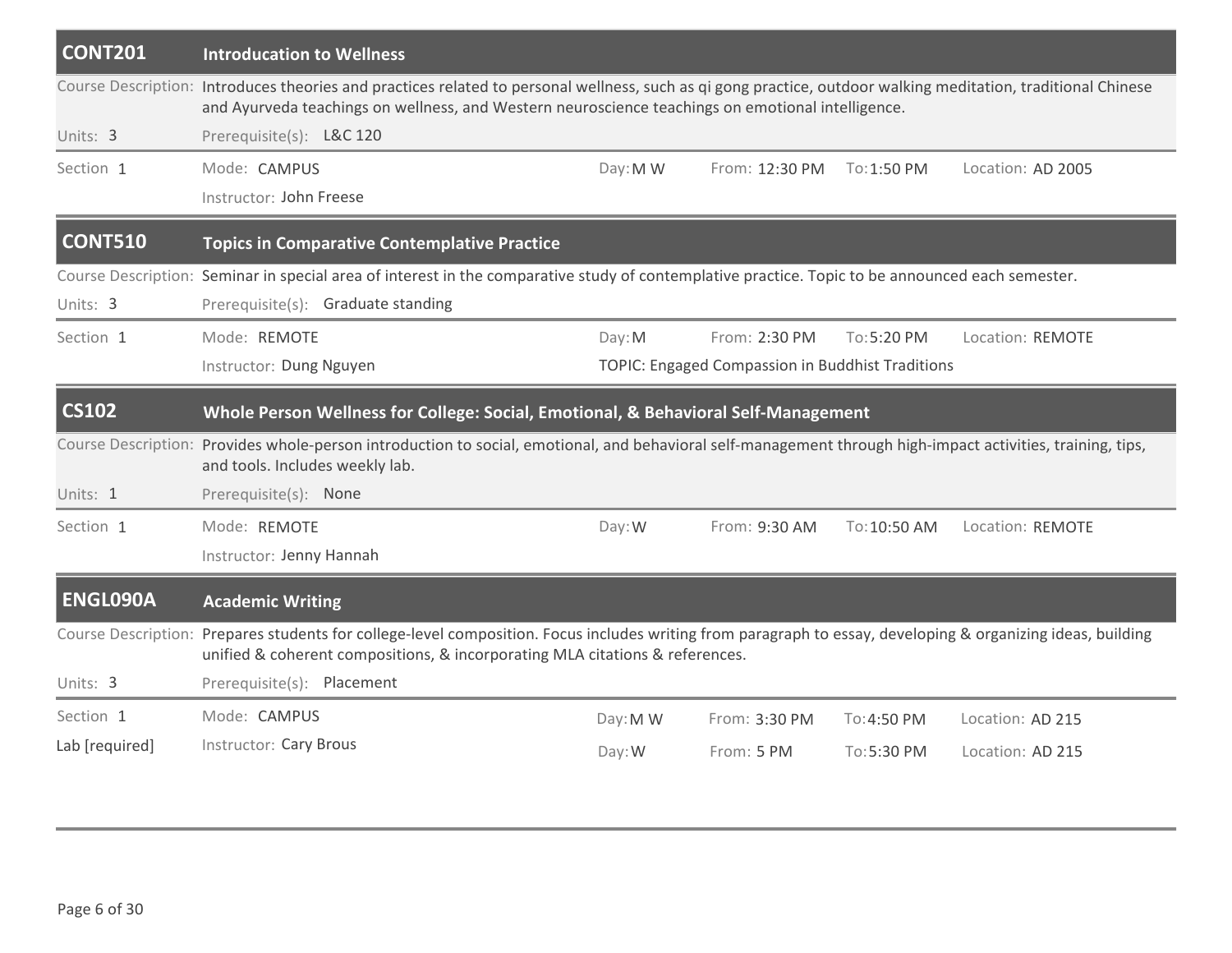## CONT201 Introducation to Wellness

Course Description: Introduces theories and practices related to personal wellness, such as qi gong practice, outdoor walking meditation, traditional Chinese and Ayurveda teachings on wellness, and Western neuroscience teachings on emotional intelligence.

Units: 3 | Prerequisite(s): L&C 120

| Section | Mode | Day | From | To | Location |
|---|---|---|---|---|---|
| Section 1 | CAMPUS | M W | 12:30 PM | 1:50 PM | AD 2005 |

Instructor: John Freese

## CONT510 Topics in Comparative Contemplative Practice

Course Description: Seminar in special area of interest in the comparative study of contemplative practice. Topic to be announced each semester.

Units: 3 | Prerequisite(s): Graduate standing

| Section | Mode | Day | From | To | Location |
|---|---|---|---|---|---|
| Section 1 | REMOTE | M | 2:30 PM | 5:20 PM | REMOTE |

Instructor: Dung Nguyen

TOPIC: Engaged Compassion in Buddhist Traditions

## CS102 Whole Person Wellness for College: Social, Emotional, & Behavioral Self-Management

Course Description: Provides whole-person introduction to social, emotional, and behavioral self-management through high-impact activities, training, tips, and tools. Includes weekly lab.

Units: 1 | Prerequisite(s): None

| Section | Mode | Day | From | To | Location |
|---|---|---|---|---|---|
| Section 1 | REMOTE | W | 9:30 AM | 10:50 AM | REMOTE |

Instructor: Jenny Hannah

## ENGL090A Academic Writing

Course Description: Prepares students for college-level composition. Focus includes writing from paragraph to essay, developing & organizing ideas, building unified & coherent compositions, & incorporating MLA citations & references.

Units: 3 | Prerequisite(s): Placement

| Section | Mode | Day | From | To | Location |
|---|---|---|---|---|---|
| Section 1 | CAMPUS | M W | 3:30 PM | 4:50 PM | AD 215 |
| Lab [required] | | W | 5 PM | 5:30 PM | AD 215 |

Instructor: Cary Brous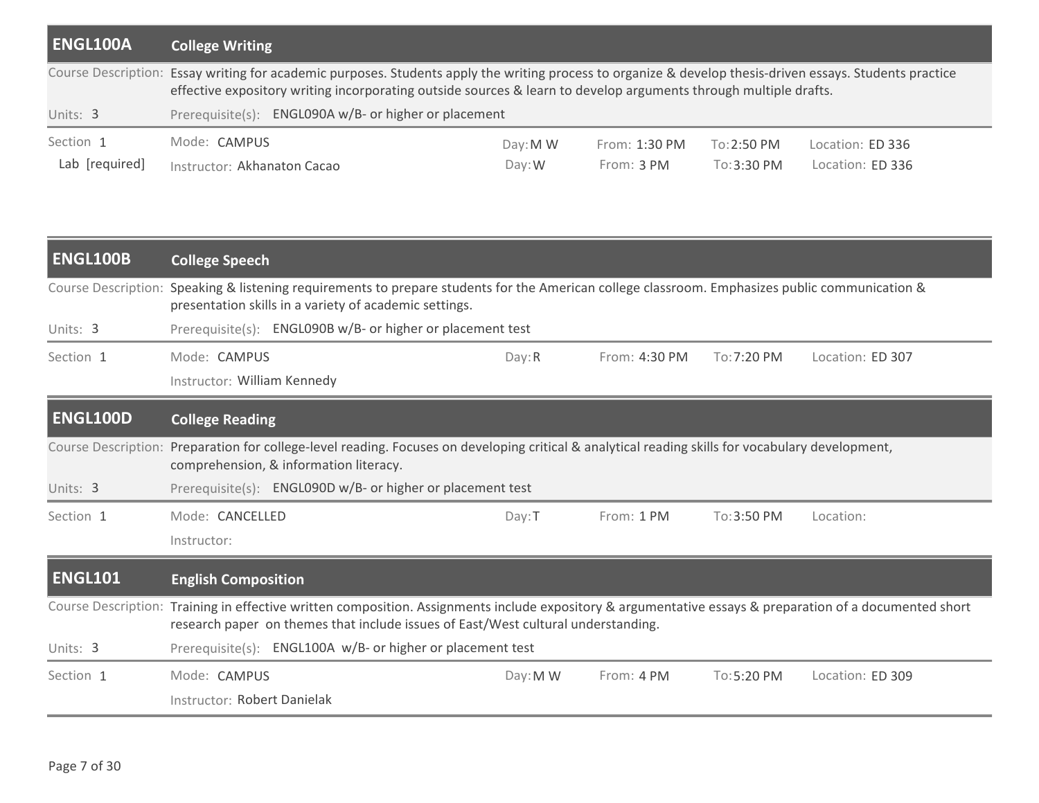## ENGL100A College Writing

Course Description: Essay writing for academic purposes. Students apply the writing process to organize & develop thesis-driven essays. Students practice effective expository writing incorporating outside sources & learn to develop arguments through multiple drafts.

Units: 3

Prerequisite(s): ENGL090A w/B- or higher or placement

| Section | Mode / Instructor | Day | From | To | Location |
|---|---|---|---|---|---|
| Section 1 | Mode: CAMPUS | M W | 1:30 PM | 2:50 PM | ED 336 |
| Lab [required] | Instructor: Akhanaton Cacao | W | 3 PM | 3:30 PM | ED 336 |

## ENGL100B College Speech

Course Description: Speaking & listening requirements to prepare students for the American college classroom. Emphasizes public communication & presentation skills in a variety of academic settings.

Units: 3

Prerequisite(s): ENGL090B w/B- or higher or placement test

| Section | Mode / Instructor | Day | From | To | Location |
|---|---|---|---|---|---|
| Section 1 | Mode: CAMPUS | R | 4:30 PM | 7:20 PM | ED 307 |
| | Instructor: William Kennedy | | | | |

## ENGL100D College Reading

Course Description: Preparation for college-level reading. Focuses on developing critical & analytical reading skills for vocabulary development, comprehension, & information literacy.

Units: 3

Prerequisite(s): ENGL090D w/B- or higher or placement test

| Section | Mode / Instructor | Day | From | To | Location |
|---|---|---|---|---|---|
| Section 1 | Mode: CANCELLED | T | 1 PM | 3:50 PM | |
| | Instructor: | | | | |

## ENGL101 English Composition

Course Description: Training in effective written composition. Assignments include expository & argumentative essays & preparation of a documented short research paper on themes that include issues of East/West cultural understanding.

Units: 3

Prerequisite(s): ENGL100A w/B- or higher or placement test

| Section | Mode / Instructor | Day | From | To | Location |
|---|---|---|---|---|---|
| Section 1 | Mode: CAMPUS | M W | 4 PM | 5:20 PM | ED 309 |
| | Instructor: Robert Danielak | | | | |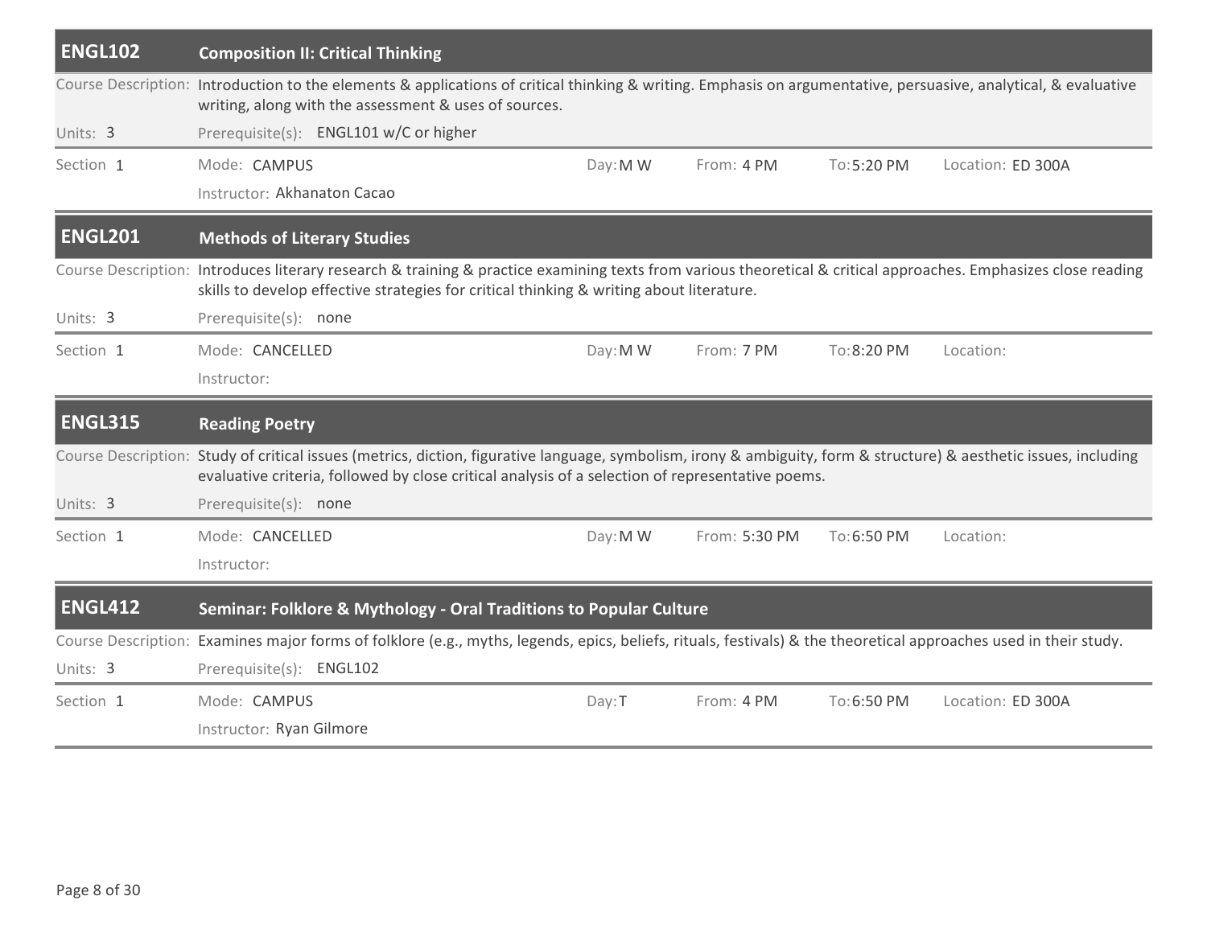## ENGL102 Composition II: Critical Thinking

Course Description: Introduction to the elements & applications of critical thinking & writing. Emphasis on argumentative, persuasive, analytical, & evaluative writing, along with the assessment & uses of sources.

Units: 3 Prerequisite(s): ENGL101 w/C or higher

| Section | Mode | Day | From | To | Location |
|---|---|---|---|---|---|
| 1 | CAMPUS | M W | 4 PM | 5:20 PM | ED 300A |

Instructor: Akhanaton Cacao

## ENGL201 Methods of Literary Studies

Course Description: Introduces literary research & training & practice examining texts from various theoretical & critical approaches. Emphasizes close reading skills to develop effective strategies for critical thinking & writing about literature.

Units: 3 Prerequisite(s): none

| Section | Mode | Day | From | To | Location |
|---|---|---|---|---|---|
| 1 | CANCELLED | M W | 7 PM | 8:20 PM | |

Instructor:

## ENGL315 Reading Poetry

Course Description: Study of critical issues (metrics, diction, figurative language, symbolism, irony & ambiguity, form & structure) & aesthetic issues, including evaluative criteria, followed by close critical analysis of a selection of representative poems.

Units: 3 Prerequisite(s): none

| Section | Mode | Day | From | To | Location |
|---|---|---|---|---|---|
| 1 | CANCELLED | M W | 5:30 PM | 6:50 PM | |

Instructor:

## ENGL412 Seminar: Folklore & Mythology - Oral Traditions to Popular Culture

Course Description: Examines major forms of folklore (e.g., myths, legends, epics, beliefs, rituals, festivals) & the theoretical approaches used in their study.

Units: 3 Prerequisite(s): ENGL102

| Section | Mode | Day | From | To | Location |
|---|---|---|---|---|---|
| 1 | CAMPUS | T | 4 PM | 6:50 PM | ED 300A |

Instructor: Ryan Gilmore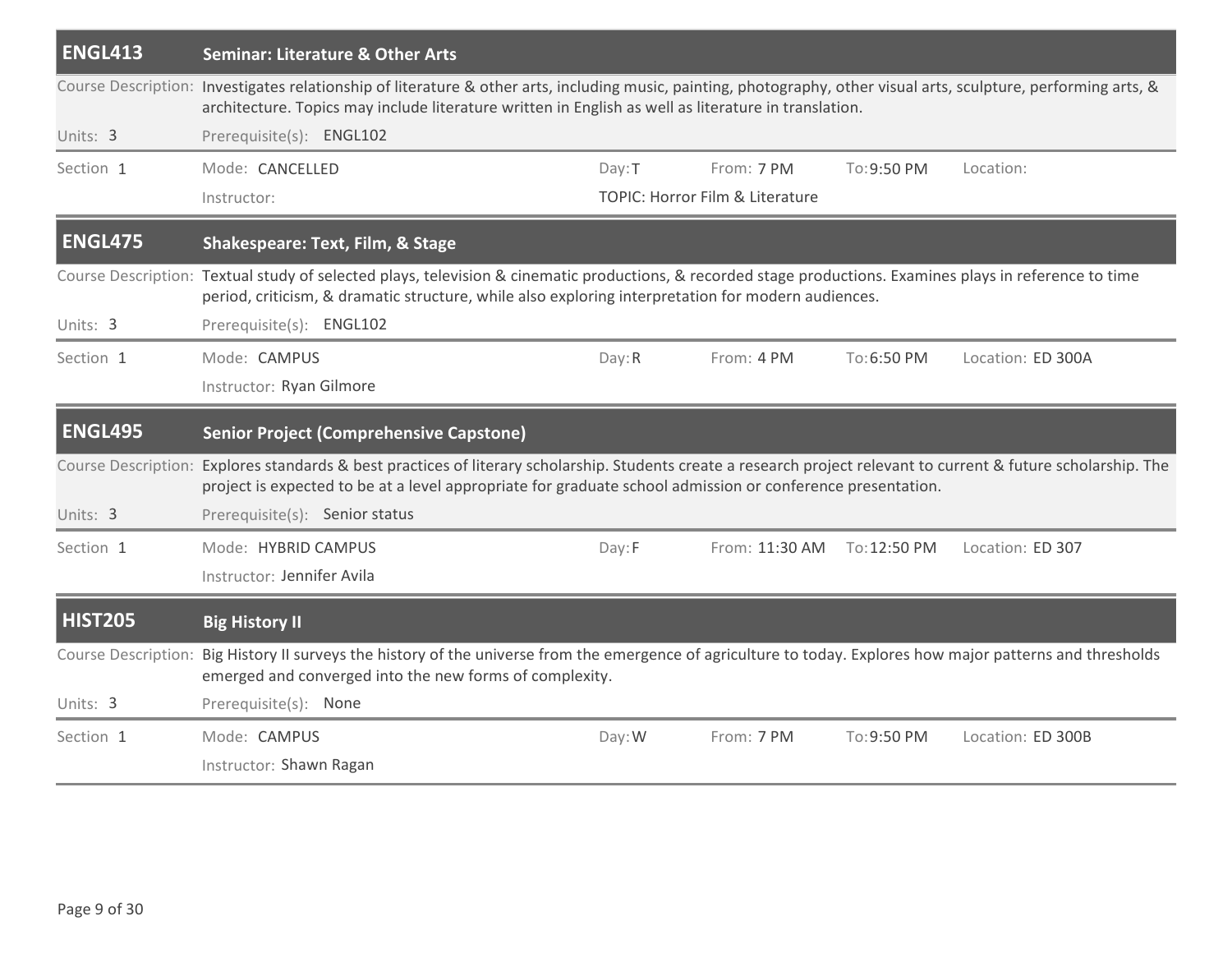## ENGL413 Seminar: Literature & Other Arts

Course Description: Investigates relationship of literature & other arts, including music, painting, photography, other visual arts, sculpture, performing arts, & architecture. Topics may include literature written in English as well as literature in translation.

Units: 3 Prerequisite(s): ENGL102

| Section | Mode | Day | From | To | Location |
|---|---|---|---|---|---|
| 1 | CANCELLED | T | 7 PM | 9:50 PM | |

Instructor:

TOPIC: Horror Film & Literature

## ENGL475 Shakespeare: Text, Film, & Stage

Course Description: Textual study of selected plays, television & cinematic productions, & recorded stage productions. Examines plays in reference to time period, criticism, & dramatic structure, while also exploring interpretation for modern audiences.

Units: 3 Prerequisite(s): ENGL102

| Section | Mode | Day | From | To | Location |
|---|---|---|---|---|---|
| 1 | CAMPUS | R | 4 PM | 6:50 PM | ED 300A |

Instructor: Ryan Gilmore

## ENGL495 Senior Project (Comprehensive Capstone)

Course Description: Explores standards & best practices of literary scholarship. Students create a research project relevant to current & future scholarship. The project is expected to be at a level appropriate for graduate school admission or conference presentation.

Units: 3 Prerequisite(s): Senior status

| Section | Mode | Day | From | To | Location |
|---|---|---|---|---|---|
| 1 | HYBRID CAMPUS | F | 11:30 AM | 12:50 PM | ED 307 |

Instructor: Jennifer Avila

## HIST205 Big History II

Course Description: Big History II surveys the history of the universe from the emergence of agriculture to today. Explores how major patterns and thresholds emerged and converged into the new forms of complexity.

Units: 3 Prerequisite(s): None

| Section | Mode | Day | From | To | Location |
|---|---|---|---|---|---|
| 1 | CAMPUS | W | 7 PM | 9:50 PM | ED 300B |

Instructor: Shawn Ragan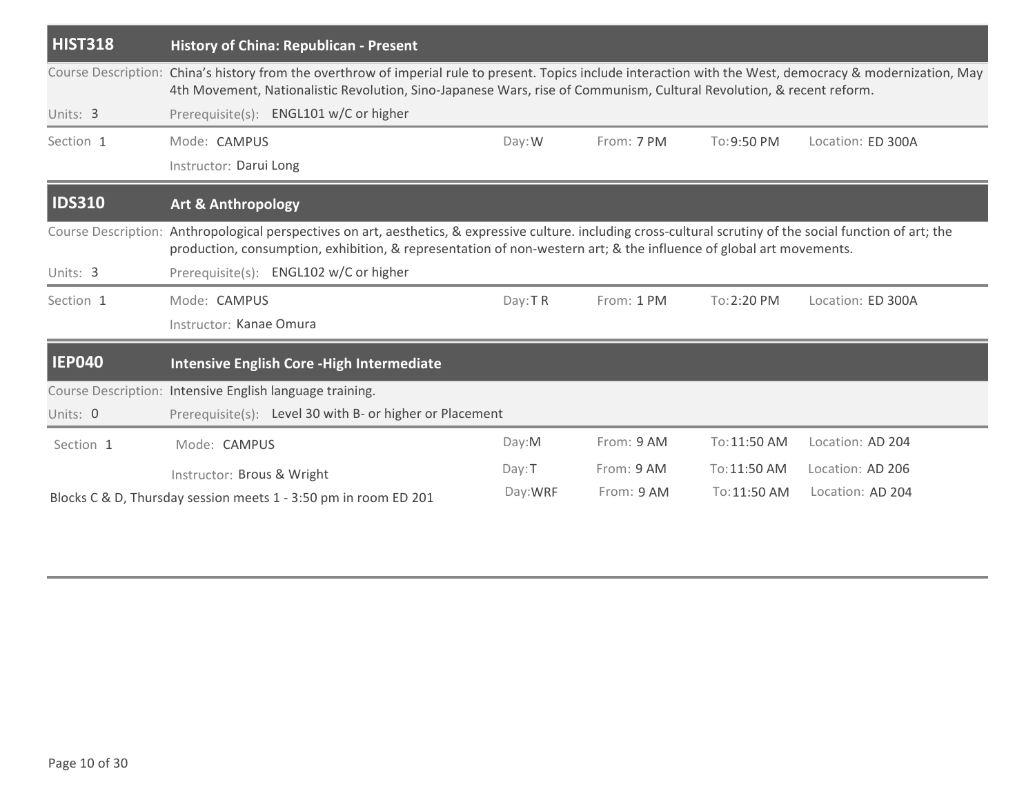## HIST318 History of China: Republican - Present

Course Description: China's history from the overthrow of imperial rule to present. Topics include interaction with the West, democracy & modernization, May 4th Movement, Nationalistic Revolution, Sino-Japanese Wars, rise of Communism, Cultural Revolution, & recent reform.

Units: 3 Prerequisite(s): ENGL101 w/C or higher

| Section | Mode | Day | From | To | Location |
|---|---|---|---|---|---|
| Section 1 | CAMPUS | W | 7 PM | 9:50 PM | ED 300A |

Instructor: Darui Long

## IDS310 Art & Anthropology

Course Description: Anthropological perspectives on art, aesthetics, & expressive culture. including cross-cultural scrutiny of the social function of art; the production, consumption, exhibition, & representation of non-western art; & the influence of global art movements.

Units: 3 Prerequisite(s): ENGL102 w/C or higher

| Section | Mode | Day | From | To | Location |
|---|---|---|---|---|---|
| Section 1 | CAMPUS | T R | 1 PM | 2:20 PM | ED 300A |

Instructor: Kanae Omura

## IEP040 Intensive English Core -High Intermediate

Course Description: Intensive English language training.

Units: 0 Prerequisite(s): Level 30 with B- or higher or Placement

| Section | Mode | Day | From | To | Location |
|---|---|---|---|---|---|
| Section 1 | CAMPUS | M | 9 AM | 11:50 AM | AD 204 |
| | | T | 9 AM | 11:50 AM | AD 206 |
| | | WRF | 9 AM | 11:50 AM | AD 204 |

Instructor: Brous & Wright

Blocks C & D, Thursday session meets 1 - 3:50 pm in room ED 201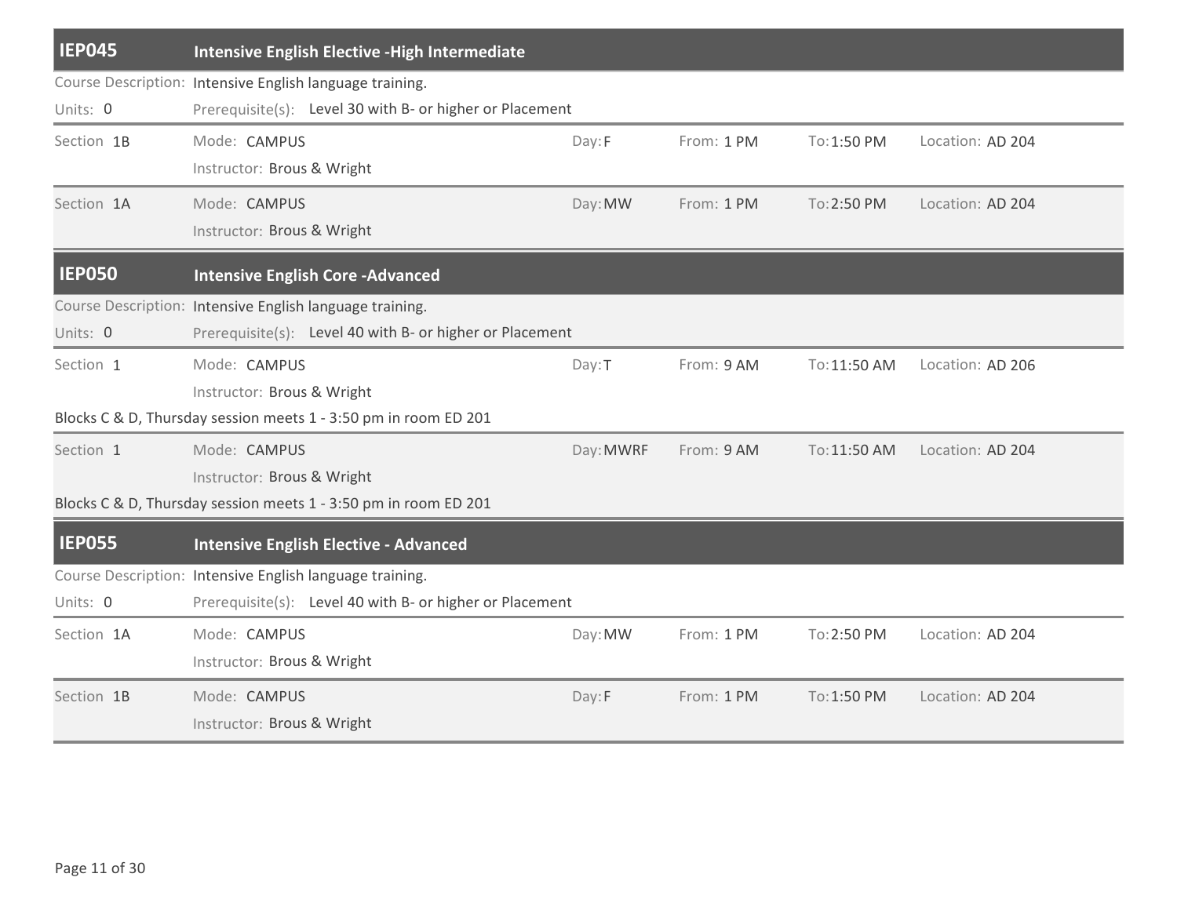## IEP045 Intensive English Elective -High Intermediate

Course Description: Intensive English language training.

Units: 0

Prerequisite(s): Level 30 with B- or higher or Placement

| Section | Mode | Instructor | Day | From | To | Location |
|---|---|---|---|---|---|---|
| 1B | CAMPUS | Brous & Wright | F | 1 PM | 1:50 PM | AD 204 |
| 1A | CAMPUS | Brous & Wright | MW | 1 PM | 2:50 PM | AD 204 |

## IEP050 Intensive English Core -Advanced

Course Description: Intensive English language training.

Units: 0

Prerequisite(s): Level 40 with B- or higher or Placement

| Section | Mode | Instructor | Day | From | To | Location |
|---|---|---|---|---|---|---|
| 1 | CAMPUS | Brous & Wright | T | 9 AM | 11:50 AM | AD 206 |

Blocks C & D, Thursday session meets 1 - 3:50 pm in room ED 201

| Section | Mode | Instructor | Day | From | To | Location |
|---|---|---|---|---|---|---|
| 1 | CAMPUS | Brous & Wright | MWRF | 9 AM | 11:50 AM | AD 204 |

Blocks C & D, Thursday session meets 1 - 3:50 pm in room ED 201

## IEP055 Intensive English Elective - Advanced

Course Description: Intensive English language training.

Units: 0

Prerequisite(s): Level 40 with B- or higher or Placement

| Section | Mode | Instructor | Day | From | To | Location |
|---|---|---|---|---|---|---|
| 1A | CAMPUS | Brous & Wright | MW | 1 PM | 2:50 PM | AD 204 |
| 1B | CAMPUS | Brous & Wright | F | 1 PM | 1:50 PM | AD 204 |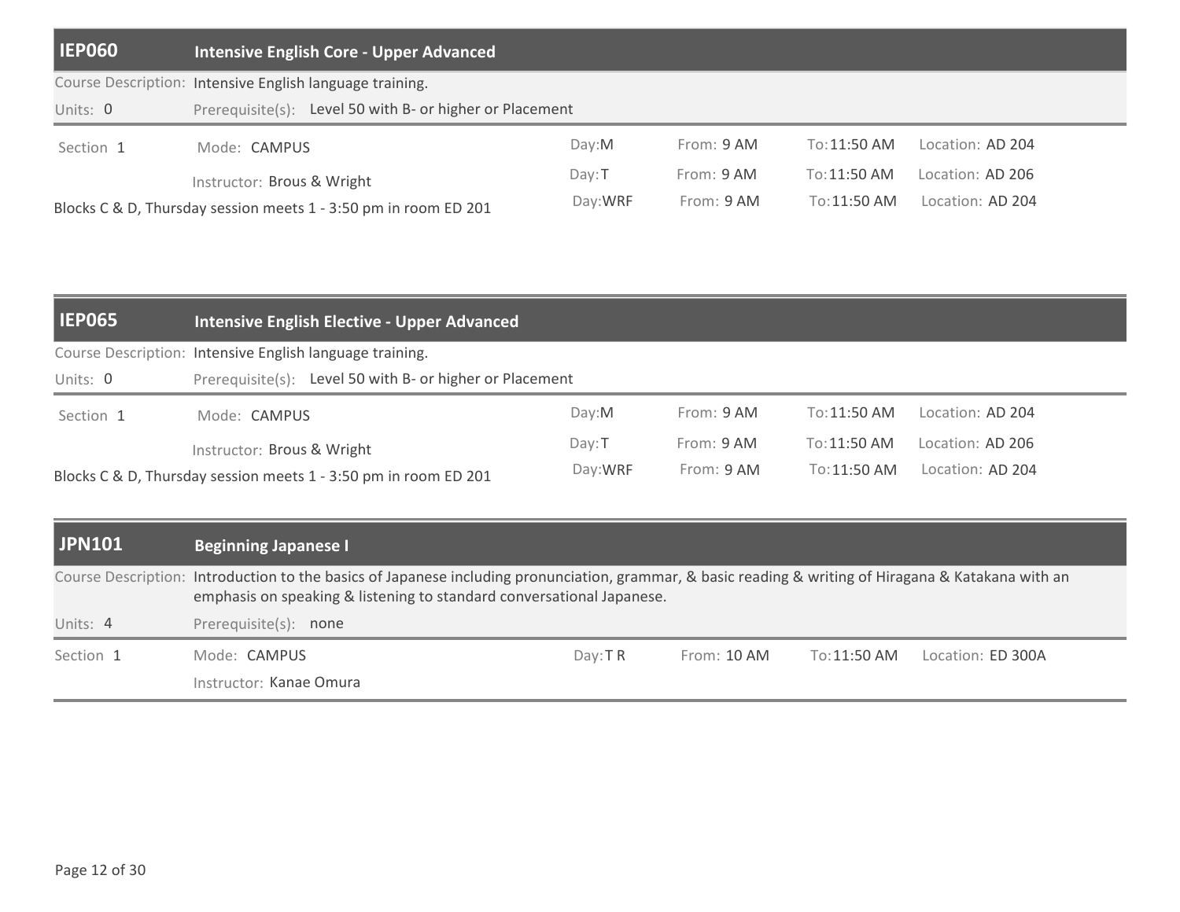## IEP060 Intensive English Core - Upper Advanced

Course Description: Intensive English language training.

Units: 0

Prerequisite(s): Level 50 with B- or higher or Placement

Section 1 | Mode: CAMPUS | Instructor: Brous & Wright

| Day | From | To | Location |
|---|---|---|---|
| M | 9 AM | 11:50 AM | AD 204 |
| T | 9 AM | 11:50 AM | AD 206 |
| WRF | 9 AM | 11:50 AM | AD 204 |

Blocks C & D, Thursday session meets 1 - 3:50 pm in room ED 201

## IEP065 Intensive English Elective - Upper Advanced

Course Description: Intensive English language training.

Units: 0

Prerequisite(s): Level 50 with B- or higher or Placement

Section 1 | Mode: CAMPUS | Instructor: Brous & Wright

| Day | From | To | Location |
|---|---|---|---|
| M | 9 AM | 11:50 AM | AD 204 |
| T | 9 AM | 11:50 AM | AD 206 |
| WRF | 9 AM | 11:50 AM | AD 204 |

Blocks C & D, Thursday session meets 1 - 3:50 pm in room ED 201

## JPN101 Beginning Japanese I

Course Description: Introduction to the basics of Japanese including pronunciation, grammar, & basic reading & writing of Hiragana & Katakana with an emphasis on speaking & listening to standard conversational Japanese.

Units: 4

Prerequisite(s): none

Section 1 | Mode: CAMPUS | Instructor: Kanae Omura

| Day | From | To | Location |
|---|---|---|---|
| T R | 10 AM | 11:50 AM | ED 300A |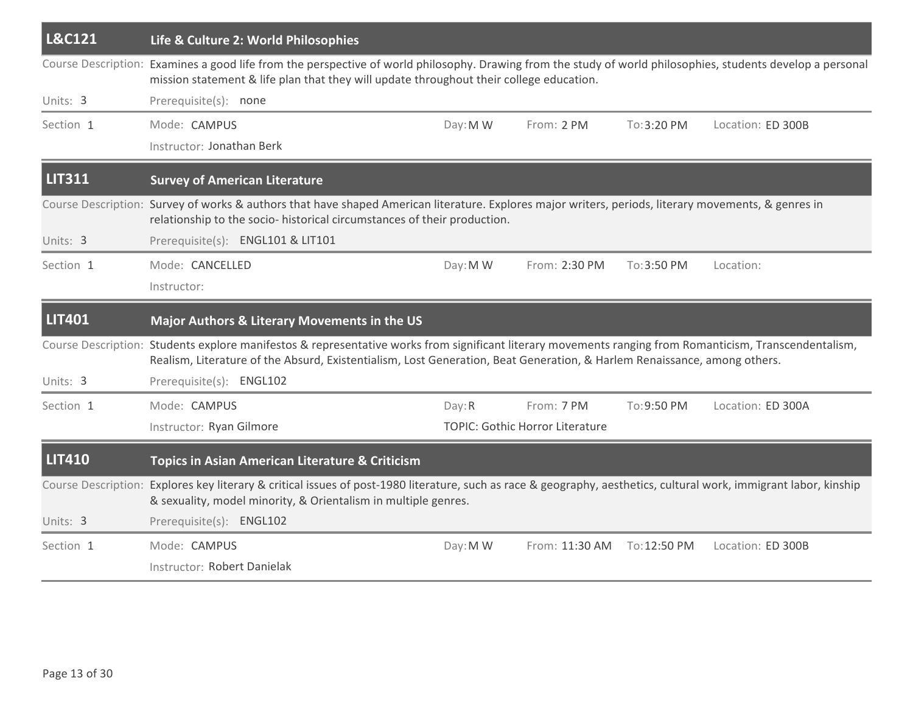## L&C121 Life & Culture 2: World Philosophies

Course Description: Examines a good life from the perspective of world philosophy. Drawing from the study of world philosophies, students develop a personal mission statement & life plan that they will update throughout their college education.

Units: 3 Prerequisite(s): none

| Section | Mode | Day | From | To | Location |
|---|---|---|---|---|---|
| 1 | CAMPUS | M W | 2 PM | 3:20 PM | ED 300B |

Instructor: Jonathan Berk

## LIT311 Survey of American Literature

Course Description: Survey of works & authors that have shaped American literature. Explores major writers, periods, literary movements, & genres in relationship to the socio- historical circumstances of their production.

Units: 3 Prerequisite(s): ENGL101 & LIT101

| Section | Mode | Day | From | To | Location |
|---|---|---|---|---|---|
| 1 | CANCELLED | M W | 2:30 PM | 3:50 PM | |

Instructor:

## LIT401 Major Authors & Literary Movements in the US

Course Description: Students explore manifestos & representative works from significant literary movements ranging from Romanticism, Transcendentalism, Realism, Literature of the Absurd, Existentialism, Lost Generation, Beat Generation, & Harlem Renaissance, among others.

Units: 3 Prerequisite(s): ENGL102

| Section | Mode | Day | From | To | Location |
|---|---|---|---|---|---|
| 1 | CAMPUS | R | 7 PM | 9:50 PM | ED 300A |

Instructor: Ryan Gilmore

TOPIC: Gothic Horror Literature

## LIT410 Topics in Asian American Literature & Criticism

Course Description: Explores key literary & critical issues of post-1980 literature, such as race & geography, aesthetics, cultural work, immigrant labor, kinship & sexuality, model minority, & Orientalism in multiple genres.

Units: 3 Prerequisite(s): ENGL102

| Section | Mode | Day | From | To | Location |
|---|---|---|---|---|---|
| 1 | CAMPUS | M W | 11:30 AM | 12:50 PM | ED 300B |

Instructor: Robert Danielak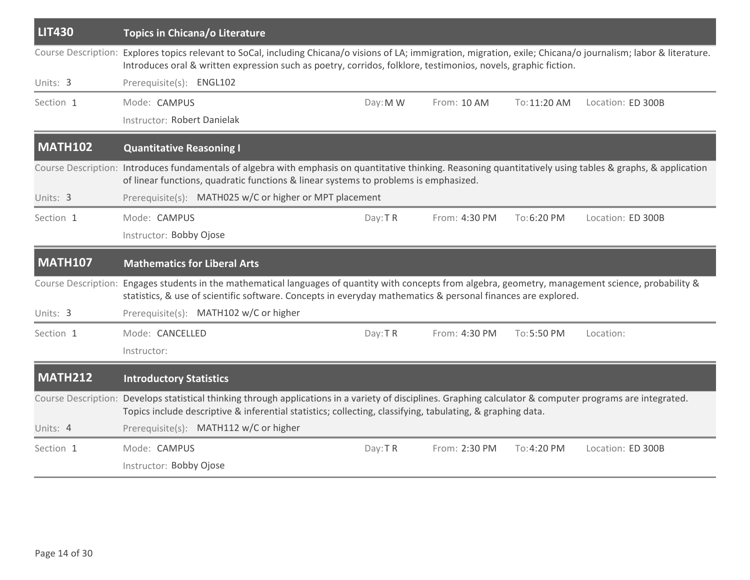## LIT430 Topics in Chicana/o Literature

Course Description: Explores topics relevant to SoCal, including Chicana/o visions of LA; immigration, migration, exile; Chicana/o journalism; labor & literature. Introduces oral & written expression such as poetry, corridos, folklore, testimonios, novels, graphic fiction.

Units: 3 | Prerequisite(s): ENGL102

| Section | Mode | Day | From | To | Location |
|---|---|---|---|---|---|
| 1 | CAMPUS | M W | 10 AM | 11:20 AM | ED 300B |

Instructor: Robert Danielak

## MATH102 Quantitative Reasoning I

Course Description: Introduces fundamentals of algebra with emphasis on quantitative thinking. Reasoning quantitatively using tables & graphs, & application of linear functions, quadratic functions & linear systems to problems is emphasized.

Units: 3 | Prerequisite(s): MATH025 w/C or higher or MPT placement

| Section | Mode | Day | From | To | Location |
|---|---|---|---|---|---|
| 1 | CAMPUS | T R | 4:30 PM | 6:20 PM | ED 300B |

Instructor: Bobby Ojose

## MATH107 Mathematics for Liberal Arts

Course Description: Engages students in the mathematical languages of quantity with concepts from algebra, geometry, management science, probability & statistics, & use of scientific software. Concepts in everyday mathematics & personal finances are explored.

Units: 3 | Prerequisite(s): MATH102 w/C or higher

| Section | Mode | Day | From | To | Location |
|---|---|---|---|---|---|
| 1 | CANCELLED | T R | 4:30 PM | 5:50 PM | |

Instructor:

## MATH212 Introductory Statistics

Course Description: Develops statistical thinking through applications in a variety of disciplines. Graphing calculator & computer programs are integrated. Topics include descriptive & inferential statistics; collecting, classifying, tabulating, & graphing data.

Units: 4 | Prerequisite(s): MATH112 w/C or higher

| Section | Mode | Day | From | To | Location |
|---|---|---|---|---|---|
| 1 | CAMPUS | T R | 2:30 PM | 4:20 PM | ED 300B |

Instructor: Bobby Ojose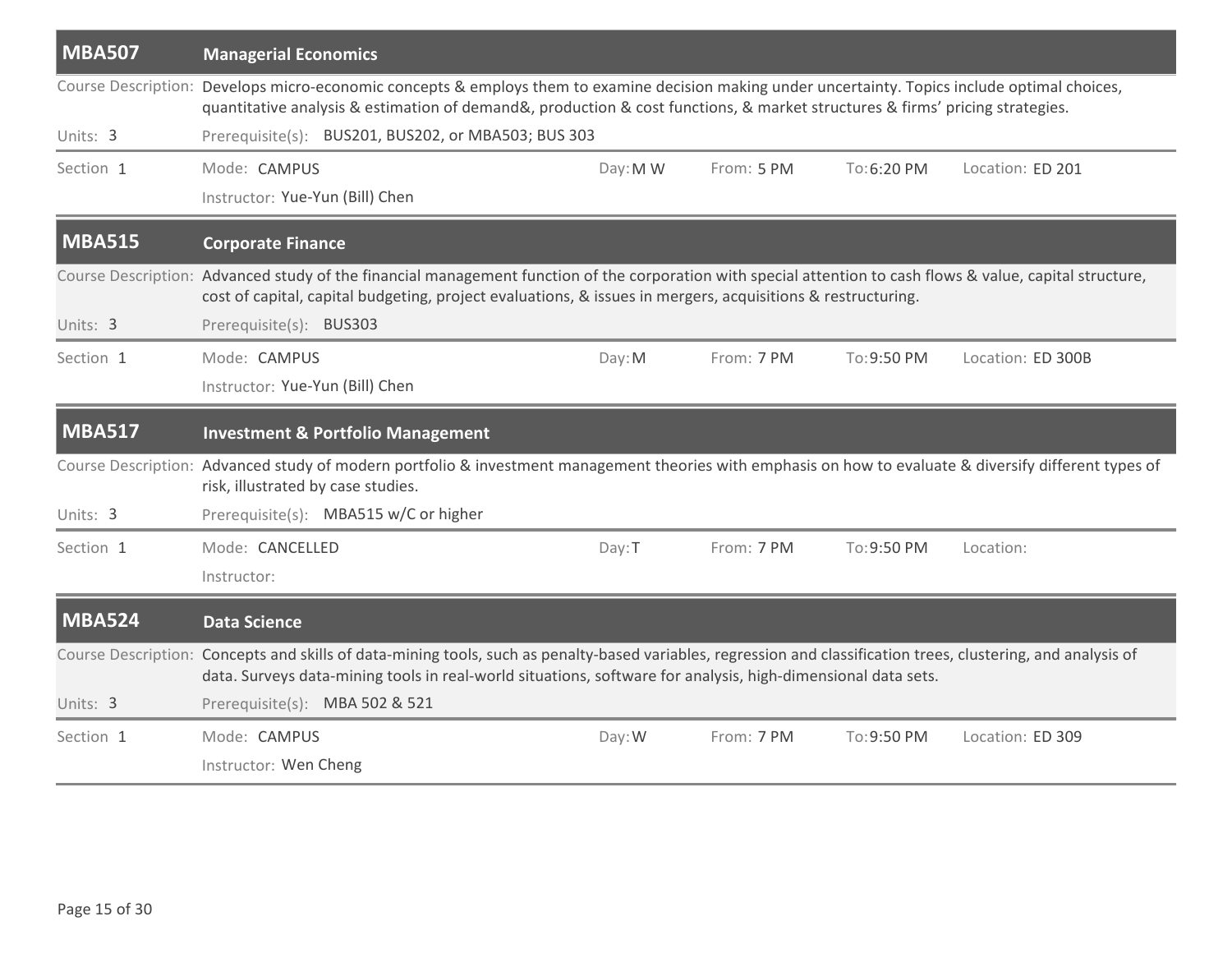## MBA507 Managerial Economics

Course Description: Develops micro-economic concepts & employs them to examine decision making under uncertainty. Topics include optimal choices, quantitative analysis & estimation of demand&, production & cost functions, & market structures & firms' pricing strategies.

Units: 3

Prerequisite(s): BUS201, BUS202, or MBA503; BUS 303

| Section | Mode | Day | From | To | Location |
|---|---|---|---|---|---|
| 1 | CAMPUS | M W | 5 PM | 6:20 PM | ED 201 |

Instructor: Yue-Yun (Bill) Chen

## MBA515 Corporate Finance

Course Description: Advanced study of the financial management function of the corporation with special attention to cash flows & value, capital structure, cost of capital, capital budgeting, project evaluations, & issues in mergers, acquisitions & restructuring.

Units: 3

Prerequisite(s): BUS303

| Section | Mode | Day | From | To | Location |
|---|---|---|---|---|---|
| 1 | CAMPUS | M | 7 PM | 9:50 PM | ED 300B |

Instructor: Yue-Yun (Bill) Chen

## MBA517 Investment & Portfolio Management

Course Description: Advanced study of modern portfolio & investment management theories with emphasis on how to evaluate & diversify different types of risk, illustrated by case studies.

Units: 3

Prerequisite(s): MBA515 w/C or higher

| Section | Mode | Day | From | To | Location |
|---|---|---|---|---|---|
| 1 | CANCELLED | T | 7 PM | 9:50 PM | |

Instructor:

## MBA524 Data Science

Course Description: Concepts and skills of data-mining tools, such as penalty-based variables, regression and classification trees, clustering, and analysis of data. Surveys data-mining tools in real-world situations, software for analysis, high-dimensional data sets.

Units: 3

Prerequisite(s): MBA 502 & 521

| Section | Mode | Day | From | To | Location |
|---|---|---|---|---|---|
| 1 | CAMPUS | W | 7 PM | 9:50 PM | ED 309 |

Instructor: Wen Cheng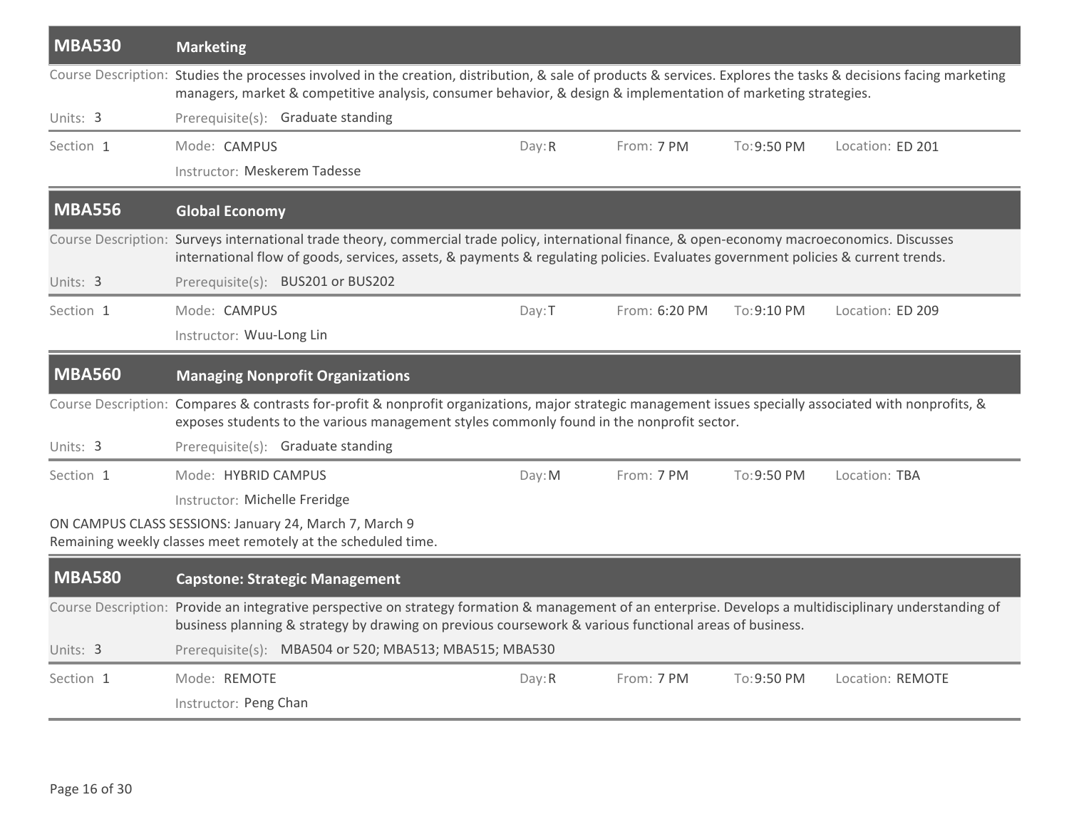## MBA530 Marketing

**Course Description:** Studies the processes involved in the creation, distribution, & sale of products & services. Explores the tasks & decisions facing marketing managers, market & competitive analysis, consumer behavior, & design & implementation of marketing strategies.

**Units:** 3 | **Prerequisite(s):** Graduate standing

| Section | Mode | Day | From | To | Location |
|---|---|---|---|---|---|
| 1 | CAMPUS | R | 7 PM | 9:50 PM | ED 201 |

Instructor: Meskerem Tadesse

## MBA556 Global Economy

**Course Description:** Surveys international trade theory, commercial trade policy, international finance, & open-economy macroeconomics. Discusses international flow of goods, services, assets, & payments & regulating policies. Evaluates government policies & current trends.

**Units:** 3 | **Prerequisite(s):** BUS201 or BUS202

| Section | Mode | Day | From | To | Location |
|---|---|---|---|---|---|
| 1 | CAMPUS | T | 6:20 PM | 9:10 PM | ED 209 |

Instructor: Wuu-Long Lin

## MBA560 Managing Nonprofit Organizations

**Course Description:** Compares & contrasts for-profit & nonprofit organizations, major strategic management issues specially associated with nonprofits, & exposes students to the various management styles commonly found in the nonprofit sector.

**Units:** 3 | **Prerequisite(s):** Graduate standing

| Section | Mode | Day | From | To | Location |
|---|---|---|---|---|---|
| 1 | HYBRID CAMPUS | M | 7 PM | 9:50 PM | TBA |

Instructor: Michelle Freridge

ON CAMPUS CLASS SESSIONS: January 24, March 7, March 9
Remaining weekly classes meet remotely at the scheduled time.

## MBA580 Capstone: Strategic Management

**Course Description:** Provide an integrative perspective on strategy formation & management of an enterprise. Develops a multidisciplinary understanding of business planning & strategy by drawing on previous coursework & various functional areas of business.

**Units:** 3 | **Prerequisite(s):** MBA504 or 520; MBA513; MBA515; MBA530

| Section | Mode | Day | From | To | Location |
|---|---|---|---|---|---|
| 1 | REMOTE | R | 7 PM | 9:50 PM | REMOTE |

Instructor: Peng Chan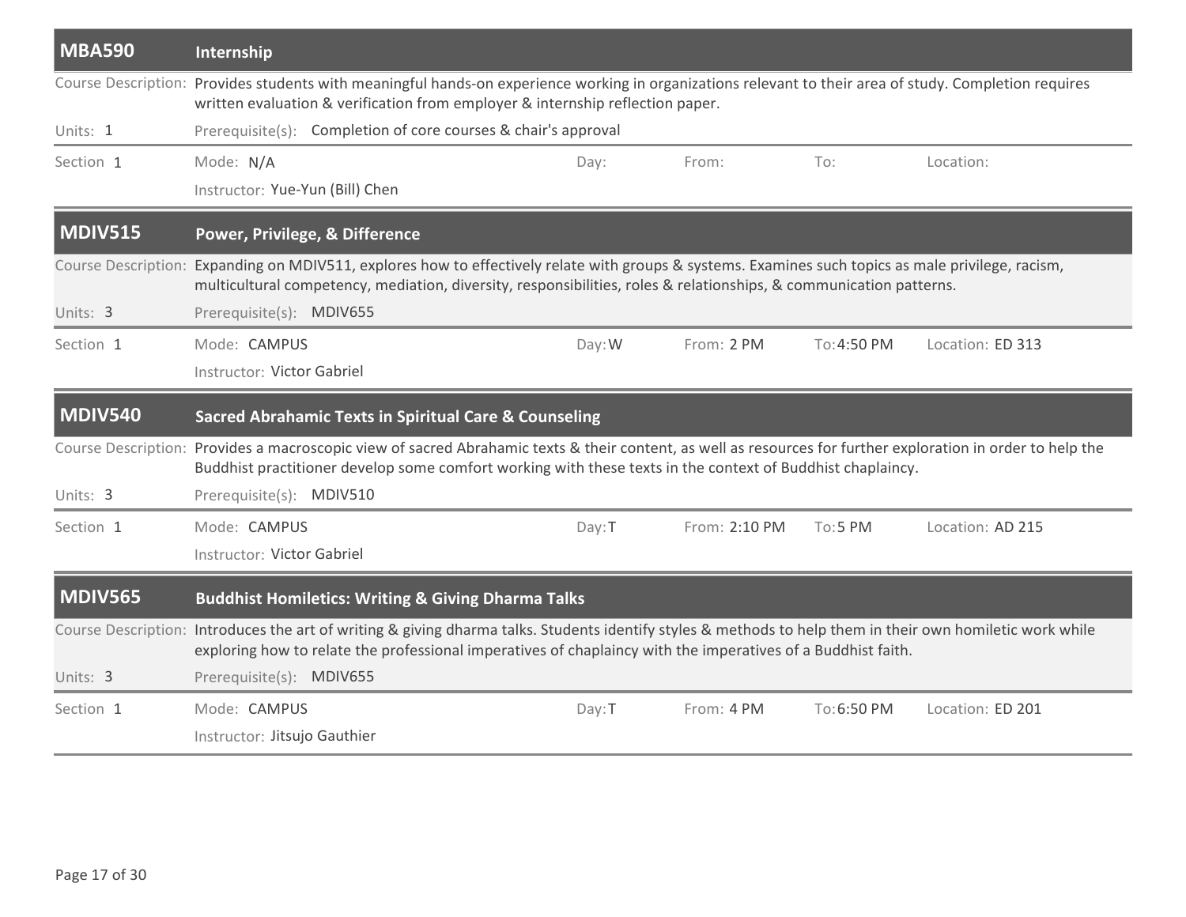## MBA590 Internship

**Course Description:** Provides students with meaningful hands-on experience working in organizations relevant to their area of study. Completion requires written evaluation & verification from employer & internship reflection paper.

**Units:** 1

**Prerequisite(s):** Completion of core courses & chair's approval

| Section | Mode | Day | From | To | Location |
|---|---|---|---|---|---|
| 1 | N/A | | | | |

Instructor: Yue-Yun (Bill) Chen

## MDIV515 Power, Privilege, & Difference

**Course Description:** Expanding on MDIV511, explores how to effectively relate with groups & systems. Examines such topics as male privilege, racism, multicultural competency, mediation, diversity, responsibilities, roles & relationships, & communication patterns.

**Units:** 3

**Prerequisite(s):** MDIV655

| Section | Mode | Day | From | To | Location |
|---|---|---|---|---|---|
| 1 | CAMPUS | W | 2 PM | 4:50 PM | ED 313 |

Instructor: Victor Gabriel

## MDIV540 Sacred Abrahamic Texts in Spiritual Care & Counseling

**Course Description:** Provides a macroscopic view of sacred Abrahamic texts & their content, as well as resources for further exploration in order to help the Buddhist practitioner develop some comfort working with these texts in the context of Buddhist chaplaincy.

**Units:** 3

**Prerequisite(s):** MDIV510

| Section | Mode | Day | From | To | Location |
|---|---|---|---|---|---|
| 1 | CAMPUS | T | 2:10 PM | 5 PM | AD 215 |

Instructor: Victor Gabriel

## MDIV565 Buddhist Homiletics: Writing & Giving Dharma Talks

**Course Description:** Introduces the art of writing & giving dharma talks. Students identify styles & methods to help them in their own homiletic work while exploring how to relate the professional imperatives of chaplaincy with the imperatives of a Buddhist faith.

**Units:** 3

**Prerequisite(s):** MDIV655

| Section | Mode | Day | From | To | Location |
|---|---|---|---|---|---|
| 1 | CAMPUS | T | 4 PM | 6:50 PM | ED 201 |

Instructor: Jitsujo Gauthier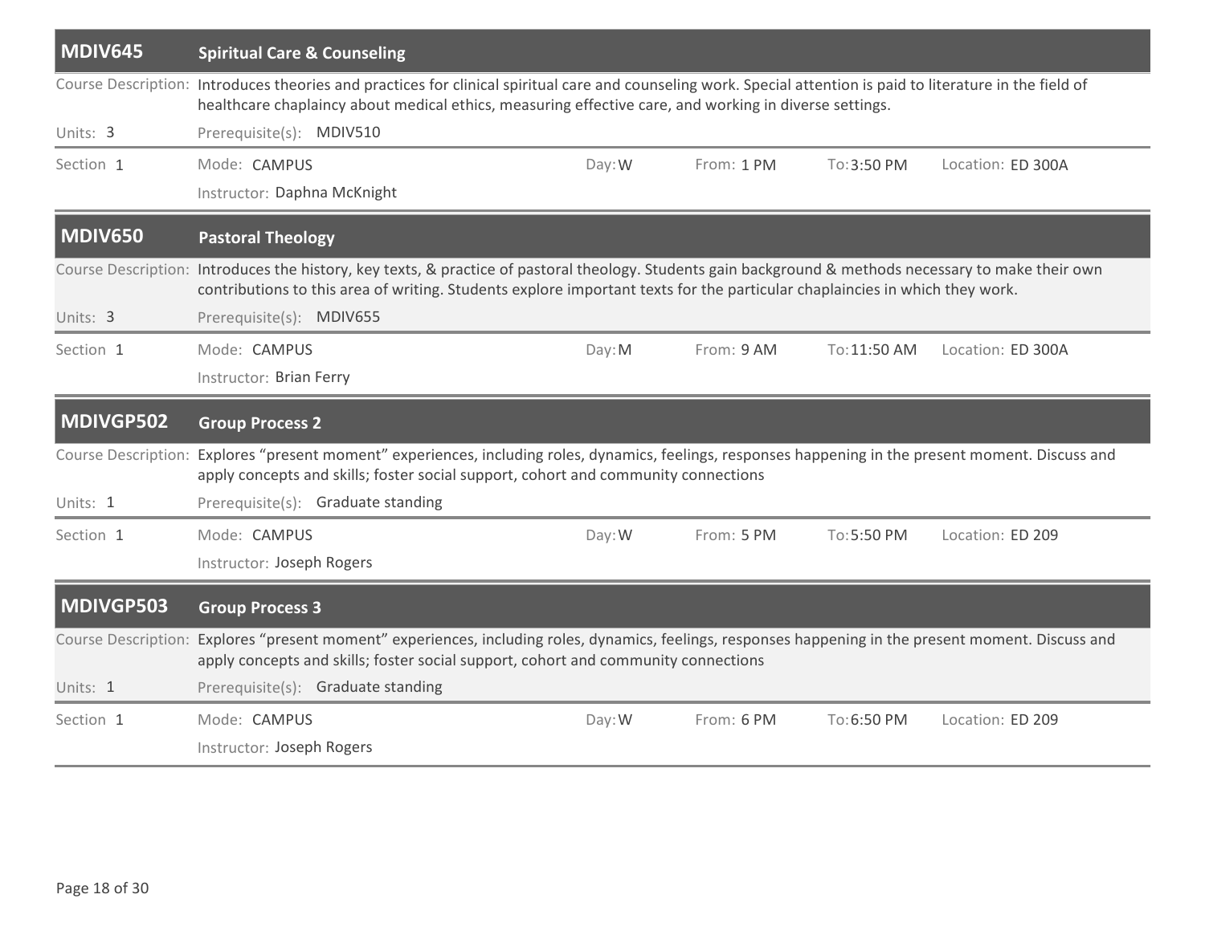## MDIV645 Spiritual Care & Counseling

Course Description: Introduces theories and practices for clinical spiritual care and counseling work. Special attention is paid to literature in the field of healthcare chaplaincy about medical ethics, measuring effective care, and working in diverse settings.

Units: 3 | Prerequisite(s): MDIV510

| Section | Mode | Day | From | To | Location |
|---|---|---|---|---|---|
| 1 | CAMPUS | W | 1 PM | 3:50 PM | ED 300A |

Instructor: Daphna McKnight

## MDIV650 Pastoral Theology

Course Description: Introduces the history, key texts, & practice of pastoral theology. Students gain background & methods necessary to make their own contributions to this area of writing. Students explore important texts for the particular chaplaincies in which they work.

Units: 3 | Prerequisite(s): MDIV655

| Section | Mode | Day | From | To | Location |
|---|---|---|---|---|---|
| 1 | CAMPUS | M | 9 AM | 11:50 AM | ED 300A |

Instructor: Brian Ferry

## MDIVGP502 Group Process 2

Course Description: Explores “present moment” experiences, including roles, dynamics, feelings, responses happening in the present moment. Discuss and apply concepts and skills; foster social support, cohort and community connections

Units: 1 | Prerequisite(s): Graduate standing

| Section | Mode | Day | From | To | Location |
|---|---|---|---|---|---|
| 1 | CAMPUS | W | 5 PM | 5:50 PM | ED 209 |

Instructor: Joseph Rogers

## MDIVGP503 Group Process 3

Course Description: Explores “present moment” experiences, including roles, dynamics, feelings, responses happening in the present moment. Discuss and apply concepts and skills; foster social support, cohort and community connections

Units: 1 | Prerequisite(s): Graduate standing

| Section | Mode | Day | From | To | Location |
|---|---|---|---|---|---|
| 1 | CAMPUS | W | 6 PM | 6:50 PM | ED 209 |

Instructor: Joseph Rogers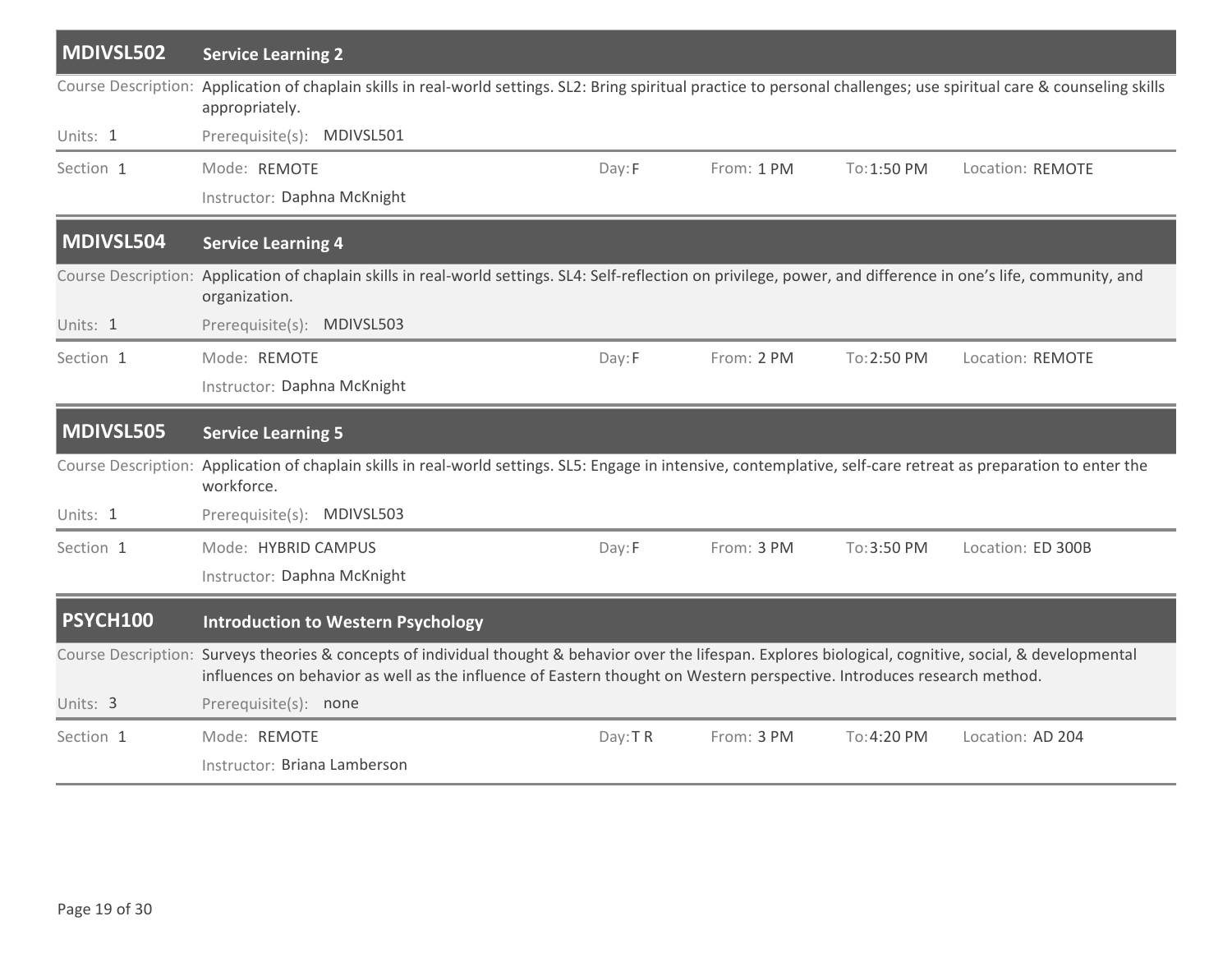## MDIVSL502 Service Learning 2

**Course Description:** Application of chaplain skills in real-world settings. SL2: Bring spiritual practice to personal challenges; use spiritual care & counseling skills appropriately.

**Units:** 1 | **Prerequisite(s):** MDIVSL501

| Section | Mode | Day | From | To | Location |
|---|---|---|---|---|---|
| 1 | REMOTE | F | 1 PM | 1:50 PM | REMOTE |

Instructor: Daphna McKnight

## MDIVSL504 Service Learning 4

**Course Description:** Application of chaplain skills in real-world settings. SL4: Self-reflection on privilege, power, and difference in one's life, community, and organization.

**Units:** 1 | **Prerequisite(s):** MDIVSL503

| Section | Mode | Day | From | To | Location |
|---|---|---|---|---|---|
| 1 | REMOTE | F | 2 PM | 2:50 PM | REMOTE |

Instructor: Daphna McKnight

## MDIVSL505 Service Learning 5

**Course Description:** Application of chaplain skills in real-world settings. SL5: Engage in intensive, contemplative, self-care retreat as preparation to enter the workforce.

**Units:** 1 | **Prerequisite(s):** MDIVSL503

| Section | Mode | Day | From | To | Location |
|---|---|---|---|---|---|
| 1 | HYBRID CAMPUS | F | 3 PM | 3:50 PM | ED 300B |

Instructor: Daphna McKnight

## PSYCH100 Introduction to Western Psychology

**Course Description:** Surveys theories & concepts of individual thought & behavior over the lifespan. Explores biological, cognitive, social, & developmental influences on behavior as well as the influence of Eastern thought on Western perspective. Introduces research method.

**Units:** 3 | **Prerequisite(s):** none

| Section | Mode | Day | From | To | Location |
|---|---|---|---|---|---|
| 1 | REMOTE | T R | 3 PM | 4:20 PM | AD 204 |

Instructor: Briana Lamberson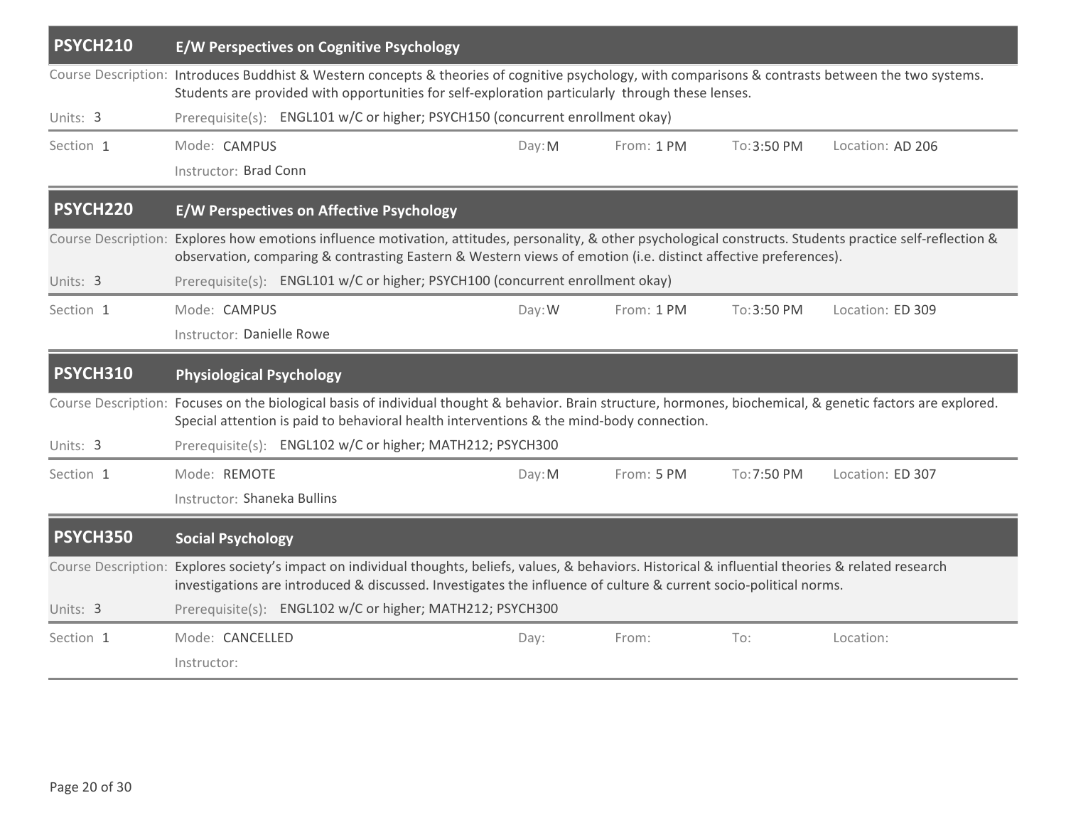## PSYCH210 E/W Perspectives on Cognitive Psychology

**Course Description:** Introduces Buddhist & Western concepts & theories of cognitive psychology, with comparisons & contrasts between the two systems. Students are provided with opportunities for self-exploration particularly through these lenses.

**Units:** 3

**Prerequisite(s):** ENGL101 w/C or higher; PSYCH150 (concurrent enrollment okay)

| Section | Mode | Day | From | To | Location | Instructor |
|---|---|---|---|---|---|---|
| 1 | CAMPUS | M | 1 PM | 3:50 PM | AD 206 | Brad Conn |

## PSYCH220 E/W Perspectives on Affective Psychology

**Course Description:** Explores how emotions influence motivation, attitudes, personality, & other psychological constructs. Students practice self-reflection & observation, comparing & contrasting Eastern & Western views of emotion (i.e. distinct affective preferences).

**Units:** 3

**Prerequisite(s):** ENGL101 w/C or higher; PSYCH100 (concurrent enrollment okay)

| Section | Mode | Day | From | To | Location | Instructor |
|---|---|---|---|---|---|---|
| 1 | CAMPUS | W | 1 PM | 3:50 PM | ED 309 | Danielle Rowe |

## PSYCH310 Physiological Psychology

**Course Description:** Focuses on the biological basis of individual thought & behavior. Brain structure, hormones, biochemical, & genetic factors are explored. Special attention is paid to behavioral health interventions & the mind-body connection.

**Units:** 3

**Prerequisite(s):** ENGL102 w/C or higher; MATH212; PSYCH300

| Section | Mode | Day | From | To | Location | Instructor |
|---|---|---|---|---|---|---|
| 1 | REMOTE | M | 5 PM | 7:50 PM | ED 307 | Shaneka Bullins |

## PSYCH350 Social Psychology

**Course Description:** Explores society's impact on individual thoughts, beliefs, values, & behaviors. Historical & influential theories & related research investigations are introduced & discussed. Investigates the influence of culture & current socio-political norms.

**Units:** 3

**Prerequisite(s):** ENGL102 w/C or higher; MATH212; PSYCH300

| Section | Mode | Day | From | To | Location | Instructor |
|---|---|---|---|---|---|---|
| 1 | CANCELLED | | | | | |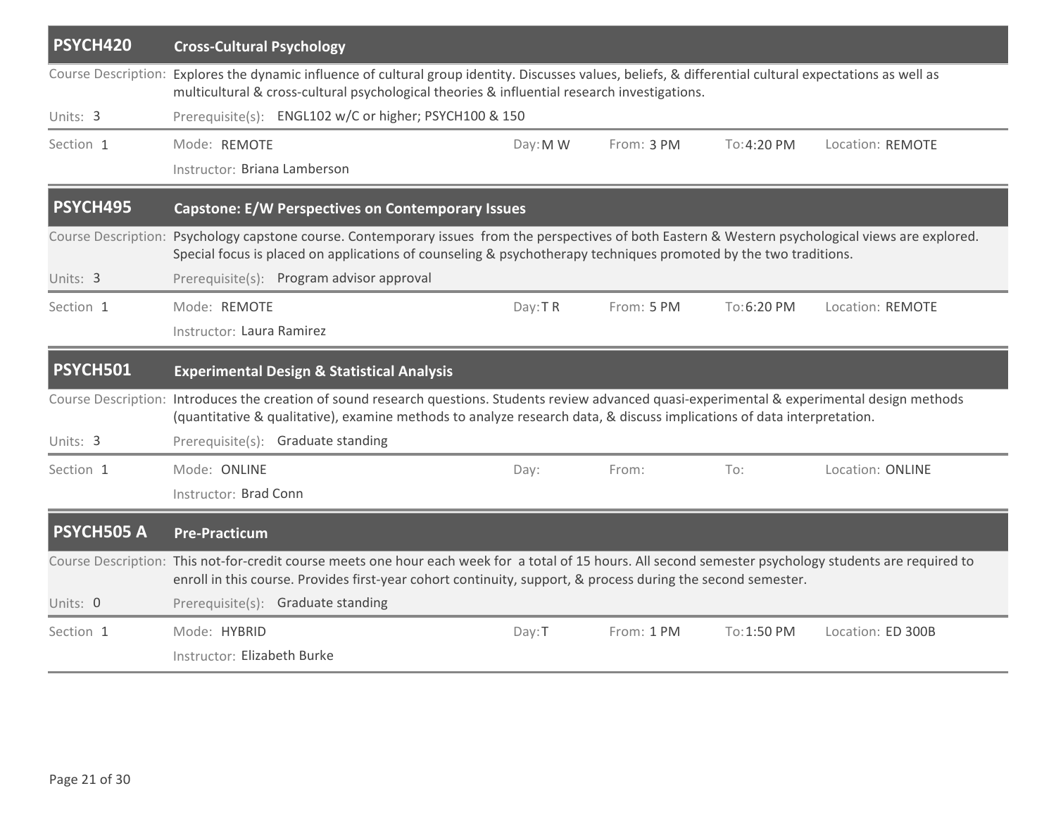## PSYCH420 Cross-Cultural Psychology

Course Description: Explores the dynamic influence of cultural group identity. Discusses values, beliefs, & differential cultural expectations as well as multicultural & cross-cultural psychological theories & influential research investigations.

Units: 3

Prerequisite(s): ENGL102 w/C or higher; PSYCH100 & 150

| Section | Mode | Day | From | To | Location |
|---|---|---|---|---|---|
| 1 | REMOTE | M W | 3 PM | 4:20 PM | REMOTE |

Instructor: Briana Lamberson

## PSYCH495 Capstone: E/W Perspectives on Contemporary Issues

Course Description: Psychology capstone course. Contemporary issues from the perspectives of both Eastern & Western psychological views are explored. Special focus is placed on applications of counseling & psychotherapy techniques promoted by the two traditions.

Units: 3

Prerequisite(s): Program advisor approval

| Section | Mode | Day | From | To | Location |
|---|---|---|---|---|---|
| 1 | REMOTE | T R | 5 PM | 6:20 PM | REMOTE |

Instructor: Laura Ramirez

## PSYCH501 Experimental Design & Statistical Analysis

Course Description: Introduces the creation of sound research questions. Students review advanced quasi-experimental & experimental design methods (quantitative & qualitative), examine methods to analyze research data, & discuss implications of data interpretation.

Units: 3

Prerequisite(s): Graduate standing

| Section | Mode | Day | From | To | Location |
|---|---|---|---|---|---|
| 1 | ONLINE | | | | ONLINE |

Instructor: Brad Conn

## PSYCH505 A Pre-Practicum

Course Description: This not-for-credit course meets one hour each week for a total of 15 hours. All second semester psychology students are required to enroll in this course. Provides first-year cohort continuity, support, & process during the second semester.

Units: 0

Prerequisite(s): Graduate standing

| Section | Mode | Day | From | To | Location |
|---|---|---|---|---|---|
| 1 | HYBRID | T | 1 PM | 1:50 PM | ED 300B |

Instructor: Elizabeth Burke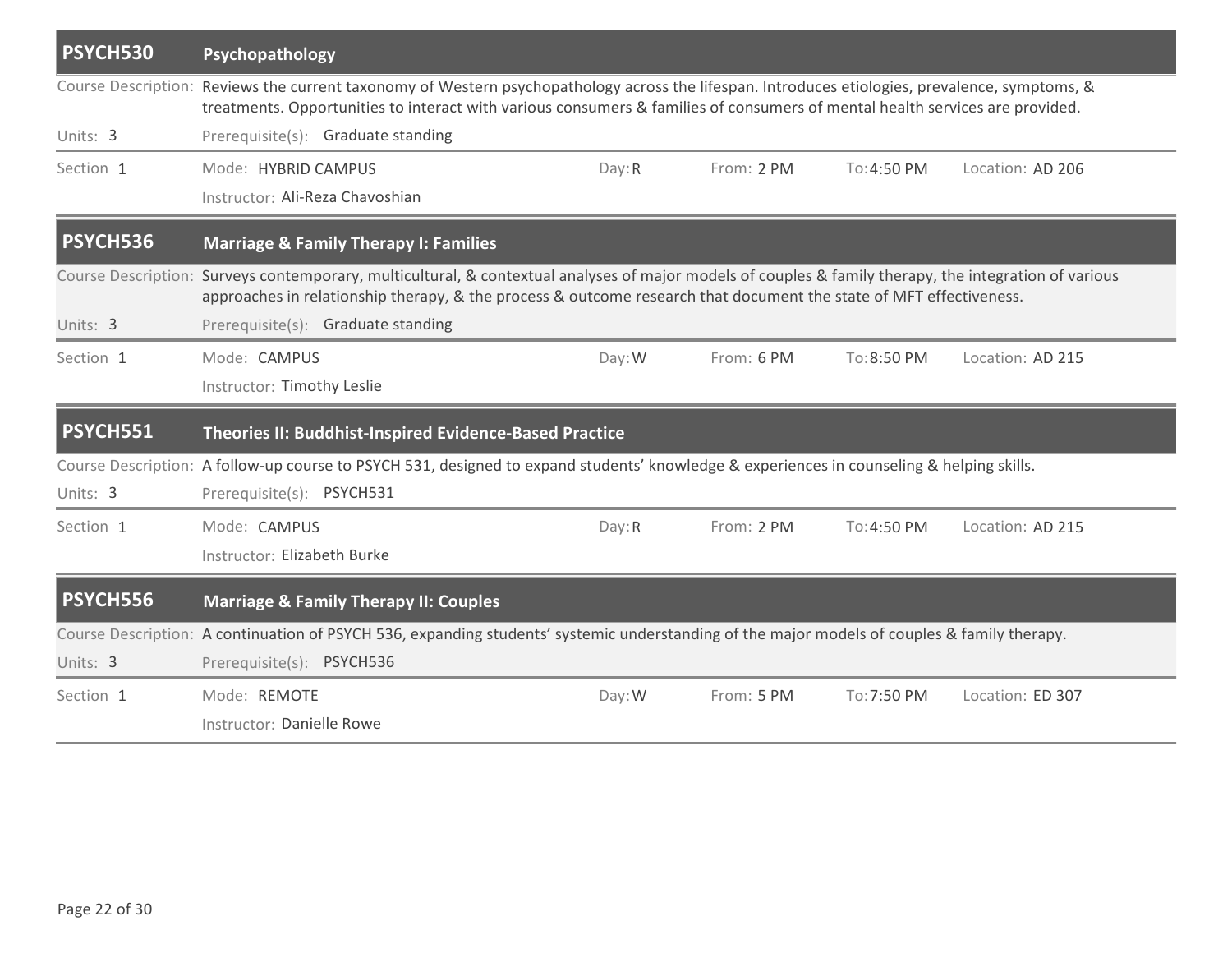## PSYCH530 Psychopathology

Course Description: Reviews the current taxonomy of Western psychopathology across the lifespan. Introduces etiologies, prevalence, symptoms, & treatments. Opportunities to interact with various consumers & families of consumers of mental health services are provided.

Units: 3 | Prerequisite(s): Graduate standing

| Section | Mode | Day | From | To | Location |
|---|---|---|---|---|---|
| 1 | HYBRID CAMPUS | R | 2 PM | 4:50 PM | AD 206 |

Instructor: Ali-Reza Chavoshian

## PSYCH536 Marriage & Family Therapy I: Families

Course Description: Surveys contemporary, multicultural, & contextual analyses of major models of couples & family therapy, the integration of various approaches in relationship therapy, & the process & outcome research that document the state of MFT effectiveness.

Units: 3 | Prerequisite(s): Graduate standing

| Section | Mode | Day | From | To | Location |
|---|---|---|---|---|---|
| 1 | CAMPUS | W | 6 PM | 8:50 PM | AD 215 |

Instructor: Timothy Leslie

## PSYCH551 Theories II: Buddhist-Inspired Evidence-Based Practice

Course Description: A follow-up course to PSYCH 531, designed to expand students' knowledge & experiences in counseling & helping skills.

Units: 3 | Prerequisite(s): PSYCH531

| Section | Mode | Day | From | To | Location |
|---|---|---|---|---|---|
| 1 | CAMPUS | R | 2 PM | 4:50 PM | AD 215 |

Instructor: Elizabeth Burke

## PSYCH556 Marriage & Family Therapy II: Couples

Course Description: A continuation of PSYCH 536, expanding students' systemic understanding of the major models of couples & family therapy.

Units: 3 | Prerequisite(s): PSYCH536

| Section | Mode | Day | From | To | Location |
|---|---|---|---|---|---|
| 1 | REMOTE | W | 5 PM | 7:50 PM | ED 307 |

Instructor: Danielle Rowe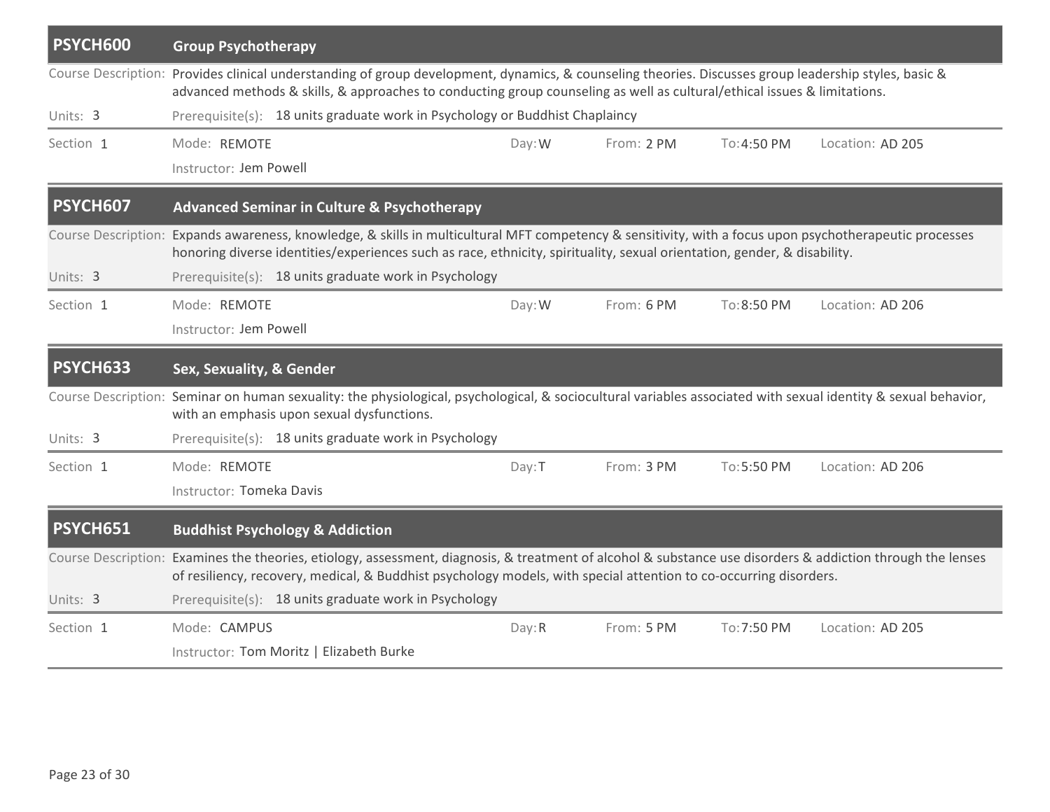## PSYCH600 Group Psychotherapy

Course Description: Provides clinical understanding of group development, dynamics, & counseling theories. Discusses group leadership styles, basic & advanced methods & skills, & approaches to conducting group counseling as well as cultural/ethical issues & limitations.

Units: 3

Prerequisite(s): 18 units graduate work in Psychology or Buddhist Chaplaincy

| Section | Mode | Day | From | To | Location |
|---|---|---|---|---|---|
| 1 | REMOTE | W | 2 PM | 4:50 PM | AD 205 |

Instructor: Jem Powell

## PSYCH607 Advanced Seminar in Culture & Psychotherapy

Course Description: Expands awareness, knowledge, & skills in multicultural MFT competency & sensitivity, with a focus upon psychotherapeutic processes honoring diverse identities/experiences such as race, ethnicity, spirituality, sexual orientation, gender, & disability.

Units: 3

Prerequisite(s): 18 units graduate work in Psychology

| Section | Mode | Day | From | To | Location |
|---|---|---|---|---|---|
| 1 | REMOTE | W | 6 PM | 8:50 PM | AD 206 |

Instructor: Jem Powell

## PSYCH633 Sex, Sexuality, & Gender

Course Description: Seminar on human sexuality: the physiological, psychological, & sociocultural variables associated with sexual identity & sexual behavior, with an emphasis upon sexual dysfunctions.

Units: 3

Prerequisite(s): 18 units graduate work in Psychology

| Section | Mode | Day | From | To | Location |
|---|---|---|---|---|---|
| 1 | REMOTE | T | 3 PM | 5:50 PM | AD 206 |

Instructor: Tomeka Davis

## PSYCH651 Buddhist Psychology & Addiction

Course Description: Examines the theories, etiology, assessment, diagnosis, & treatment of alcohol & substance use disorders & addiction through the lenses of resiliency, recovery, medical, & Buddhist psychology models, with special attention to co-occurring disorders.

Units: 3

Prerequisite(s): 18 units graduate work in Psychology

| Section | Mode | Day | From | To | Location |
|---|---|---|---|---|---|
| 1 | CAMPUS | R | 5 PM | 7:50 PM | AD 205 |

Instructor: Tom Moritz | Elizabeth Burke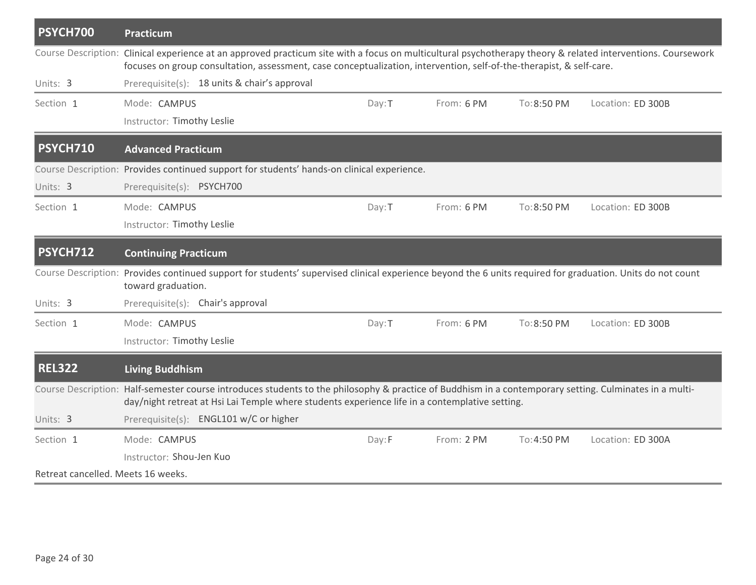## PSYCH700 Practicum

Course Description: Clinical experience at an approved practicum site with a focus on multicultural psychotherapy theory & related interventions. Coursework focuses on group consultation, assessment, case conceptualization, intervention, self-of-the-therapist, & self-care.

Units: 3 Prerequisite(s): 18 units & chair's approval

| Section | Mode | Day | From | To | Location |
|---|---|---|---|---|---|
| 1 | CAMPUS | T | 6 PM | 8:50 PM | ED 300B |

Instructor: Timothy Leslie

## PSYCH710 Advanced Practicum

Course Description: Provides continued support for students' hands-on clinical experience.

Units: 3 Prerequisite(s): PSYCH700

| Section | Mode | Day | From | To | Location |
|---|---|---|---|---|---|
| 1 | CAMPUS | T | 6 PM | 8:50 PM | ED 300B |

Instructor: Timothy Leslie

## PSYCH712 Continuing Practicum

Course Description: Provides continued support for students' supervised clinical experience beyond the 6 units required for graduation. Units do not count toward graduation.

Units: 3 Prerequisite(s): Chair's approval

| Section | Mode | Day | From | To | Location |
|---|---|---|---|---|---|
| 1 | CAMPUS | T | 6 PM | 8:50 PM | ED 300B |

Instructor: Timothy Leslie

## REL322 Living Buddhism

Course Description: Half-semester course introduces students to the philosophy & practice of Buddhism in a contemporary setting. Culminates in a multi-day/night retreat at Hsi Lai Temple where students experience life in a contemplative setting.

Units: 3 Prerequisite(s): ENGL101 w/C or higher

| Section | Mode | Day | From | To | Location |
|---|---|---|---|---|---|
| 1 | CAMPUS | F | 2 PM | 4:50 PM | ED 300A |

Instructor: Shou-Jen Kuo

Retreat cancelled. Meets 16 weeks.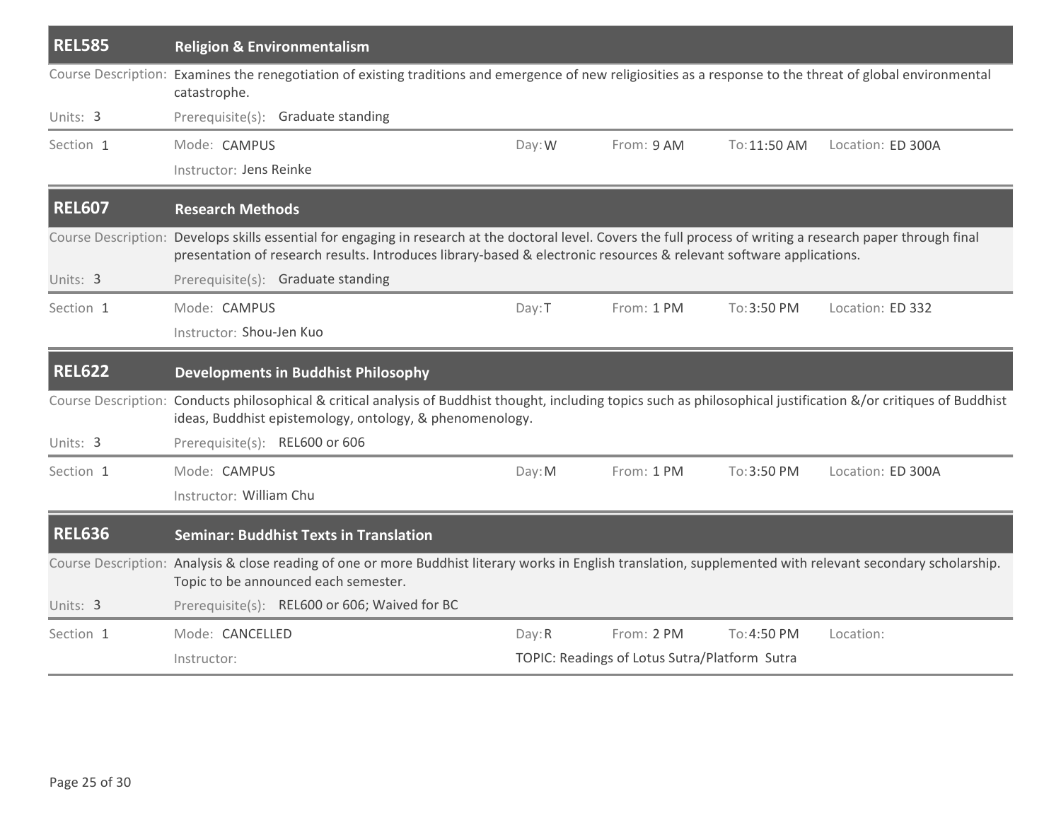## REL585 Religion & Environmentalism

Course Description: Examines the renegotiation of existing traditions and emergence of new religiosities as a response to the threat of global environmental catastrophe.

Units: 3 | Prerequisite(s): Graduate standing

| Section | Mode | Day | From | To | Location |
|---|---|---|---|---|---|
| 1 | CAMPUS | W | 9 AM | 11:50 AM | ED 300A |

Instructor: Jens Reinke

## REL607 Research Methods

Course Description: Develops skills essential for engaging in research at the doctoral level. Covers the full process of writing a research paper through final presentation of research results. Introduces library-based & electronic resources & relevant software applications.

Units: 3 | Prerequisite(s): Graduate standing

| Section | Mode | Day | From | To | Location |
|---|---|---|---|---|---|
| 1 | CAMPUS | T | 1 PM | 3:50 PM | ED 332 |

Instructor: Shou-Jen Kuo

## REL622 Developments in Buddhist Philosophy

Course Description: Conducts philosophical & critical analysis of Buddhist thought, including topics such as philosophical justification &/or critiques of Buddhist ideas, Buddhist epistemology, ontology, & phenomenology.

Units: 3 | Prerequisite(s): REL600 or 606

| Section | Mode | Day | From | To | Location |
|---|---|---|---|---|---|
| 1 | CAMPUS | M | 1 PM | 3:50 PM | ED 300A |

Instructor: William Chu

## REL636 Seminar: Buddhist Texts in Translation

Course Description: Analysis & close reading of one or more Buddhist literary works in English translation, supplemented with relevant secondary scholarship. Topic to be announced each semester.

Units: 3 | Prerequisite(s): REL600 or 606; Waived for BC

| Section | Mode | Day | From | To | Location |
|---|---|---|---|---|---|
| 1 | CANCELLED | R | 2 PM | 4:50 PM | |

Instructor:

TOPIC: Readings of Lotus Sutra/Platform Sutra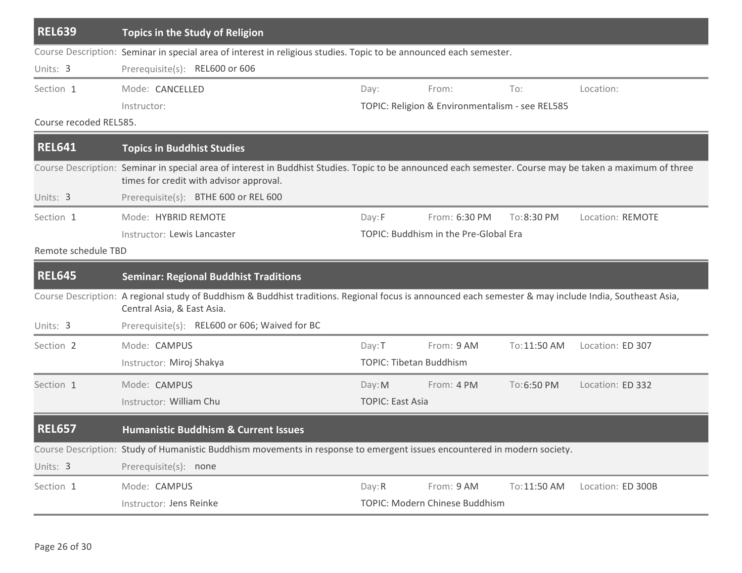## REL639 Topics in the Study of Religion

Course Description: Seminar in special area of interest in religious studies. Topic to be announced each semester.

Units: 3 | Prerequisite(s): REL600 or 606

| Section | Mode | Day | From | To | Location |
|---|---|---|---|---|---|
| 1 | CANCELLED | | | | |

Instructor:
TOPIC: Religion & Environmentalism - see REL585

Course recoded REL585.

## REL641 Topics in Buddhist Studies

Course Description: Seminar in special area of interest in Buddhist Studies. Topic to be announced each semester. Course may be taken a maximum of three times for credit with advisor approval.

Units: 3 | Prerequisite(s): BTHE 600 or REL 600

| Section | Mode | Day | From | To | Location |
|---|---|---|---|---|---|
| 1 | HYBRID REMOTE | F | 6:30 PM | 8:30 PM | REMOTE |

Instructor: Lewis Lancaster
TOPIC: Buddhism in the Pre-Global Era

Remote schedule TBD

## REL645 Seminar: Regional Buddhist Traditions

Course Description: A regional study of Buddhism & Buddhist traditions. Regional focus is announced each semester & may include India, Southeast Asia, Central Asia, & East Asia.

Units: 3 | Prerequisite(s): REL600 or 606; Waived for BC

| Section | Mode | Day | From | To | Location | Instructor | Topic |
|---|---|---|---|---|---|---|---|
| 2 | CAMPUS | T | 9 AM | 11:50 AM | ED 307 | Miroj Shakya | Tibetan Buddhism |
| 1 | CAMPUS | M | 4 PM | 6:50 PM | ED 332 | William Chu | East Asia |

## REL657 Humanistic Buddhism & Current Issues

Course Description: Study of Humanistic Buddhism movements in response to emergent issues encountered in modern society.

Units: 3 | Prerequisite(s): none

| Section | Mode | Day | From | To | Location |
|---|---|---|---|---|---|
| 1 | CAMPUS | R | 9 AM | 11:50 AM | ED 300B |

Instructor: Jens Reinke
TOPIC: Modern Chinese Buddhism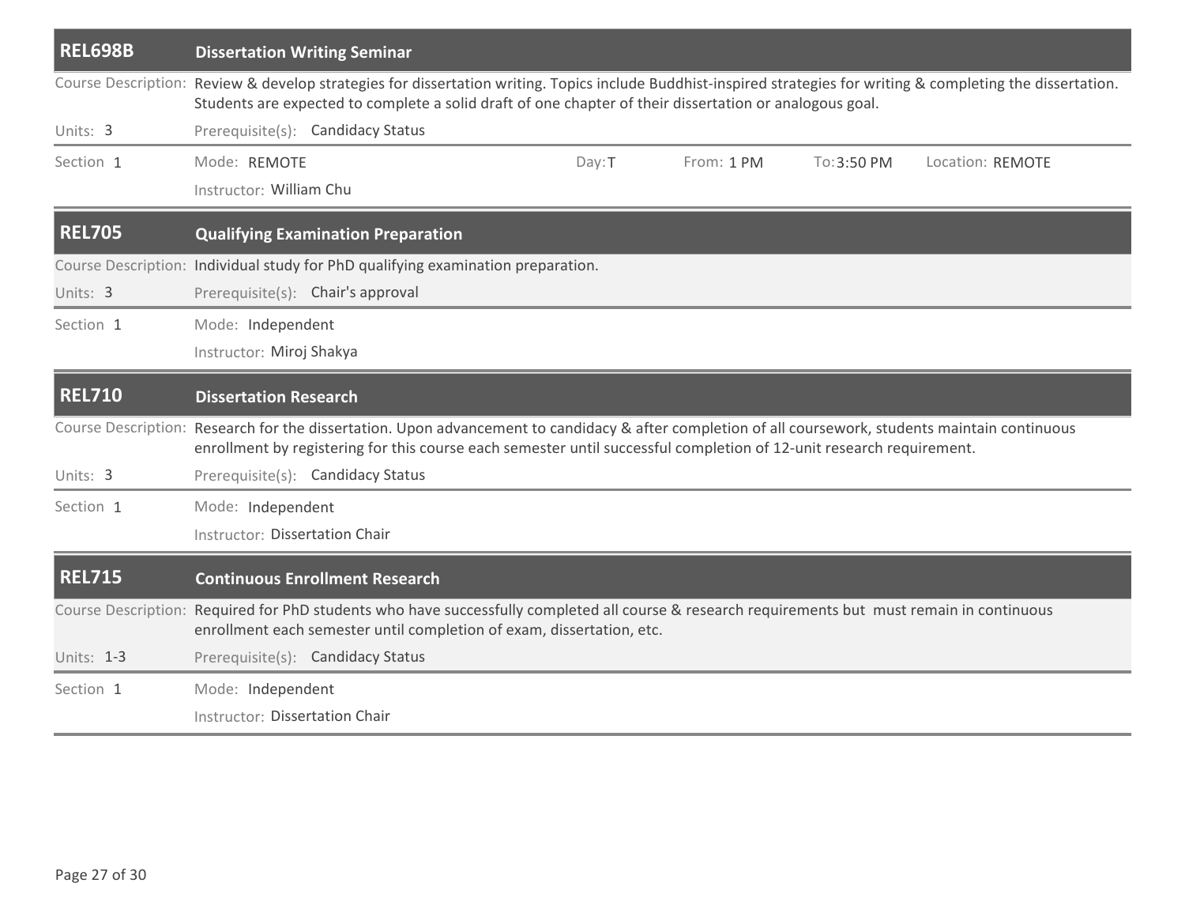## REL698B Dissertation Writing Seminar

Course Description: Review & develop strategies for dissertation writing. Topics include Buddhist-inspired strategies for writing & completing the dissertation. Students are expected to complete a solid draft of one chapter of their dissertation or analogous goal.

Units: 3

Prerequisite(s): Candidacy Status

| Section | Mode | Day | From | To | Location |
|---|---|---|---|---|---|
| 1 | REMOTE | T | 1 PM | 3:50 PM | REMOTE |

Instructor: William Chu

## REL705 Qualifying Examination Preparation

Course Description: Individual study for PhD qualifying examination preparation.

Units: 3

Prerequisite(s): Chair's approval

Section 1

Mode: Independent

Instructor: Miroj Shakya

## REL710 Dissertation Research

Course Description: Research for the dissertation. Upon advancement to candidacy & after completion of all coursework, students maintain continuous enrollment by registering for this course each semester until successful completion of 12-unit research requirement.

Units: 3

Prerequisite(s): Candidacy Status

Section 1

Mode: Independent

Instructor: Dissertation Chair

## REL715 Continuous Enrollment Research

Course Description: Required for PhD students who have successfully completed all course & research requirements but must remain in continuous enrollment each semester until completion of exam, dissertation, etc.

Units: 1-3

Prerequisite(s): Candidacy Status

Section 1

Mode: Independent

Instructor: Dissertation Chair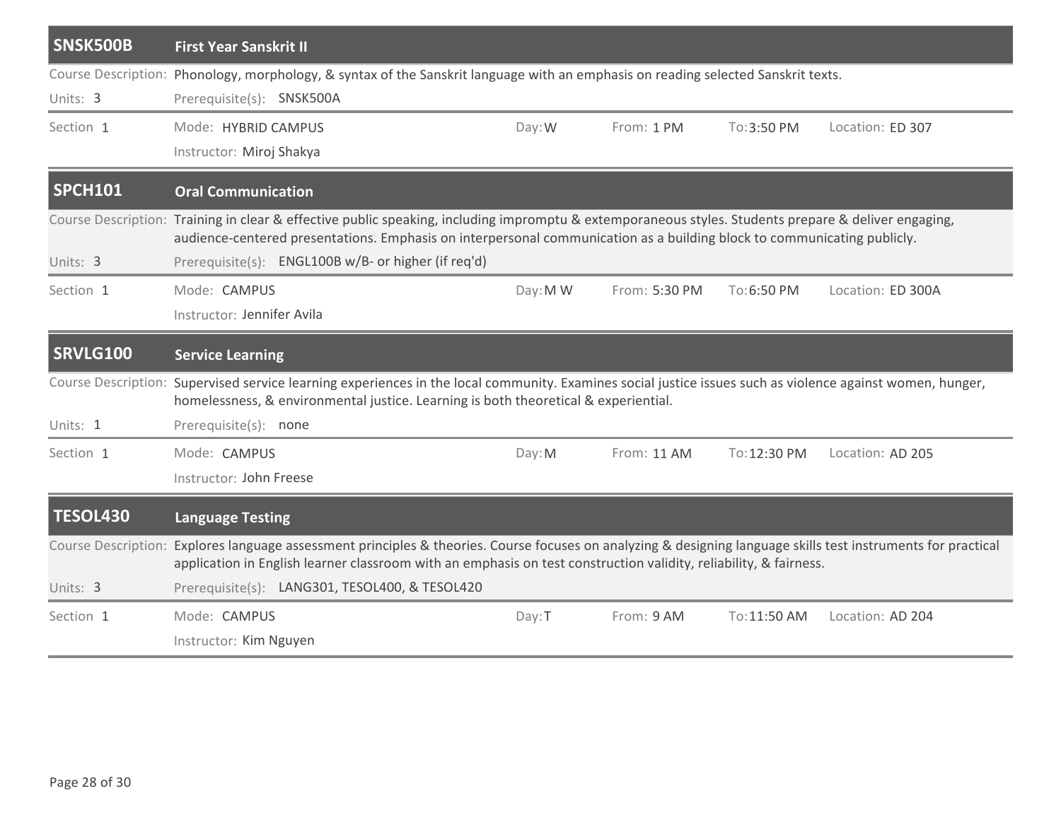## SNSK500B First Year Sanskrit II

Course Description: Phonology, morphology, & syntax of the Sanskrit language with an emphasis on reading selected Sanskrit texts.

Units: 3 | Prerequisite(s): SNSK500A

| Section | Mode | Day | From | To | Location |
|---|---|---|---|---|---|
| 1 | HYBRID CAMPUS | W | 1 PM | 3:50 PM | ED 307 |

Instructor: Miroj Shakya

## SPCH101 Oral Communication

Course Description: Training in clear & effective public speaking, including impromptu & extemporaneous styles. Students prepare & deliver engaging, audience-centered presentations. Emphasis on interpersonal communication as a building block to communicating publicly.

Units: 3 | Prerequisite(s): ENGL100B w/B- or higher (if req'd)

| Section | Mode | Day | From | To | Location |
|---|---|---|---|---|---|
| 1 | CAMPUS | M W | 5:30 PM | 6:50 PM | ED 300A |

Instructor: Jennifer Avila

## SRVLG100 Service Learning

Course Description: Supervised service learning experiences in the local community. Examines social justice issues such as violence against women, hunger, homelessness, & environmental justice. Learning is both theoretical & experiential.

Units: 1 | Prerequisite(s): none

| Section | Mode | Day | From | To | Location |
|---|---|---|---|---|---|
| 1 | CAMPUS | M | 11 AM | 12:30 PM | AD 205 |

Instructor: John Freese

## TESOL430 Language Testing

Course Description: Explores language assessment principles & theories. Course focuses on analyzing & designing language skills test instruments for practical application in English learner classroom with an emphasis on test construction validity, reliability, & fairness.

Units: 3 | Prerequisite(s): LANG301, TESOL400, & TESOL420

| Section | Mode | Day | From | To | Location |
|---|---|---|---|---|---|
| 1 | CAMPUS | T | 9 AM | 11:50 AM | AD 204 |

Instructor: Kim Nguyen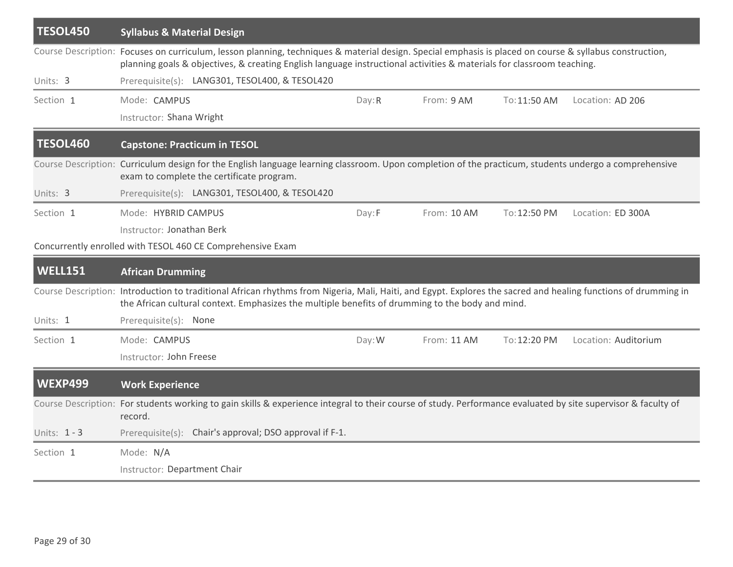## TESOL450 Syllabus & Material Design

**Course Description:** Focuses on curriculum, lesson planning, techniques & material design. Special emphasis is placed on course & syllabus construction, planning goals & objectives, & creating English language instructional activities & materials for classroom teaching.

**Units:** 3

**Prerequisite(s):** LANG301, TESOL400, & TESOL420

| Section | Mode | Day | From | To | Location |
|---|---|---|---|---|---|
| 1 | CAMPUS | R | 9 AM | 11:50 AM | AD 206 |

Instructor: Shana Wright

## TESOL460 Capstone: Practicum in TESOL

**Course Description:** Curriculum design for the English language learning classroom. Upon completion of the practicum, students undergo a comprehensive exam to complete the certificate program.

**Units:** 3

**Prerequisite(s):** LANG301, TESOL400, & TESOL420

| Section | Mode | Day | From | To | Location |
|---|---|---|---|---|---|
| 1 | HYBRID CAMPUS | F | 10 AM | 12:50 PM | ED 300A |

Instructor: Jonathan Berk

Concurrently enrolled with TESOL 460 CE Comprehensive Exam

## WELL151 African Drumming

**Course Description:** Introduction to traditional African rhythms from Nigeria, Mali, Haiti, and Egypt. Explores the sacred and healing functions of drumming in the African cultural context. Emphasizes the multiple benefits of drumming to the body and mind.

**Units:** 1

**Prerequisite(s):** None

| Section | Mode | Day | From | To | Location |
|---|---|---|---|---|---|
| 1 | CAMPUS | W | 11 AM | 12:20 PM | Auditorium |

Instructor: John Freese

## WEXP499 Work Experience

**Course Description:** For students working to gain skills & experience integral to their course of study. Performance evaluated by site supervisor & faculty of record.

**Units:** 1 - 3

**Prerequisite(s):** Chair's approval; DSO approval if F-1.

| Section | Mode |
|---|---|
| 1 | N/A |

Instructor: Department Chair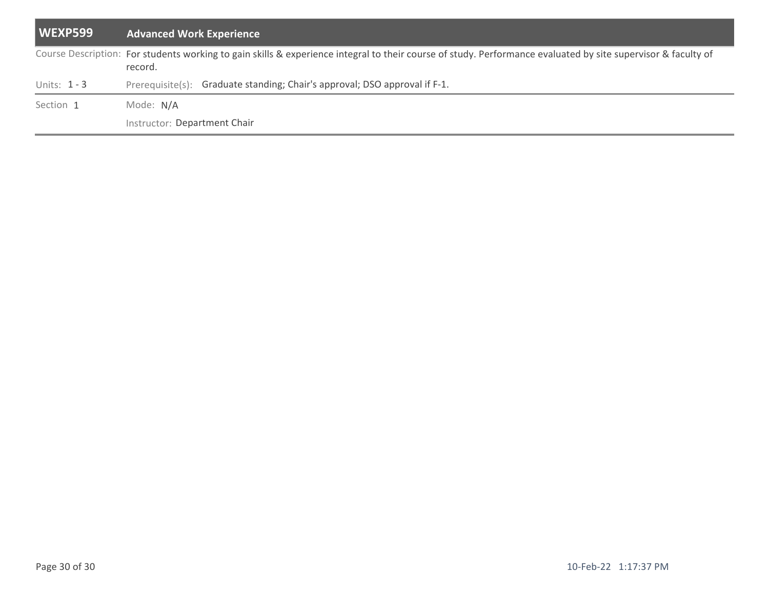## WEXP599 Advanced Work Experience

Course Description: For students working to gain skills & experience integral to their course of study. Performance evaluated by site supervisor & faculty of record.

Units: 1 - 3

Prerequisite(s): Graduate standing; Chair's approval; DSO approval if F-1.

Section 1

Mode: N/A

Instructor: Department Chair